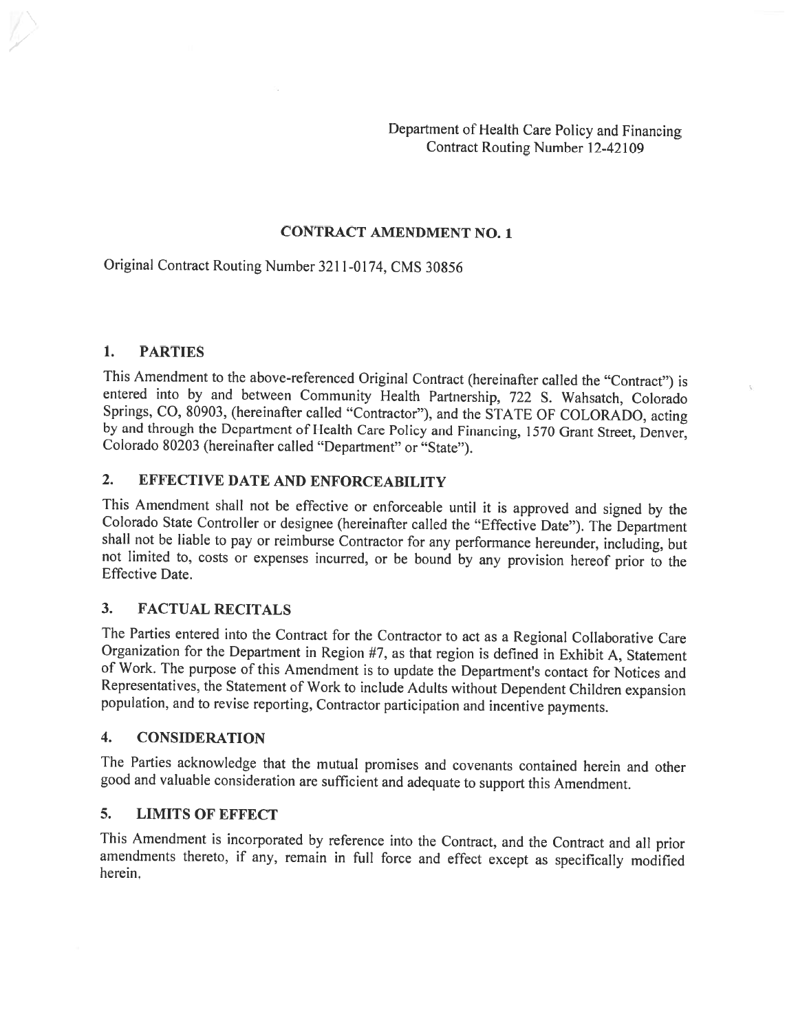Department of Health Care Policy and Financing
Contract Routing Number 12-42109

## CONTRACT AMENDMENT NO. 1

Original Contract Routing Number 3211-0174, CMS 30856

### 1. PARTIES

This Amendment to the above-referenced Original Contract (hereinafter called the "Contract") is entered into by and between Community Health Partnership, 722 S. Wahsatch, Colorado Springs, CO, 80903, (hereinafter called "Contractor"), and the STATE OF COLORADO, acting by and through the Department of Health Care Policy and Financing, 1570 Grant Street, Denver, Colorado 80203 (hereinafter called "Department" or "State").

### 2. EFFECTIVE DATE AND ENFORCEABILITY

This Amendment shall not be effective or enforceable until it is approved and signed by the Colorado State Controller or designee (hereinafter called the "Effective Date"). The Department shall not be liable to pay or reimburse Contractor for any performance hereunder, including, but not limited to, costs or expenses incurred, or be bound by any provision hereof prior to the Effective Date.

### 3. FACTUAL RECITALS

The Parties entered into the Contract for the Contractor to act as a Regional Collaborative Care Organization for the Department in Region #7, as that region is defined in Exhibit A, Statement of Work. The purpose of this Amendment is to update the Department's contact for Notices and Representatives, the Statement of Work to include Adults without Dependent Children expansion population, and to revise reporting, Contractor participation and incentive payments.

### 4. CONSIDERATION

The Parties acknowledge that the mutual promises and covenants contained herein and other good and valuable consideration are sufficient and adequate to support this Amendment.

### 5. LIMITS OF EFFECT

This Amendment is incorporated by reference into the Contract, and the Contract and all prior amendments thereto, if any, remain in full force and effect except as specifically modified herein.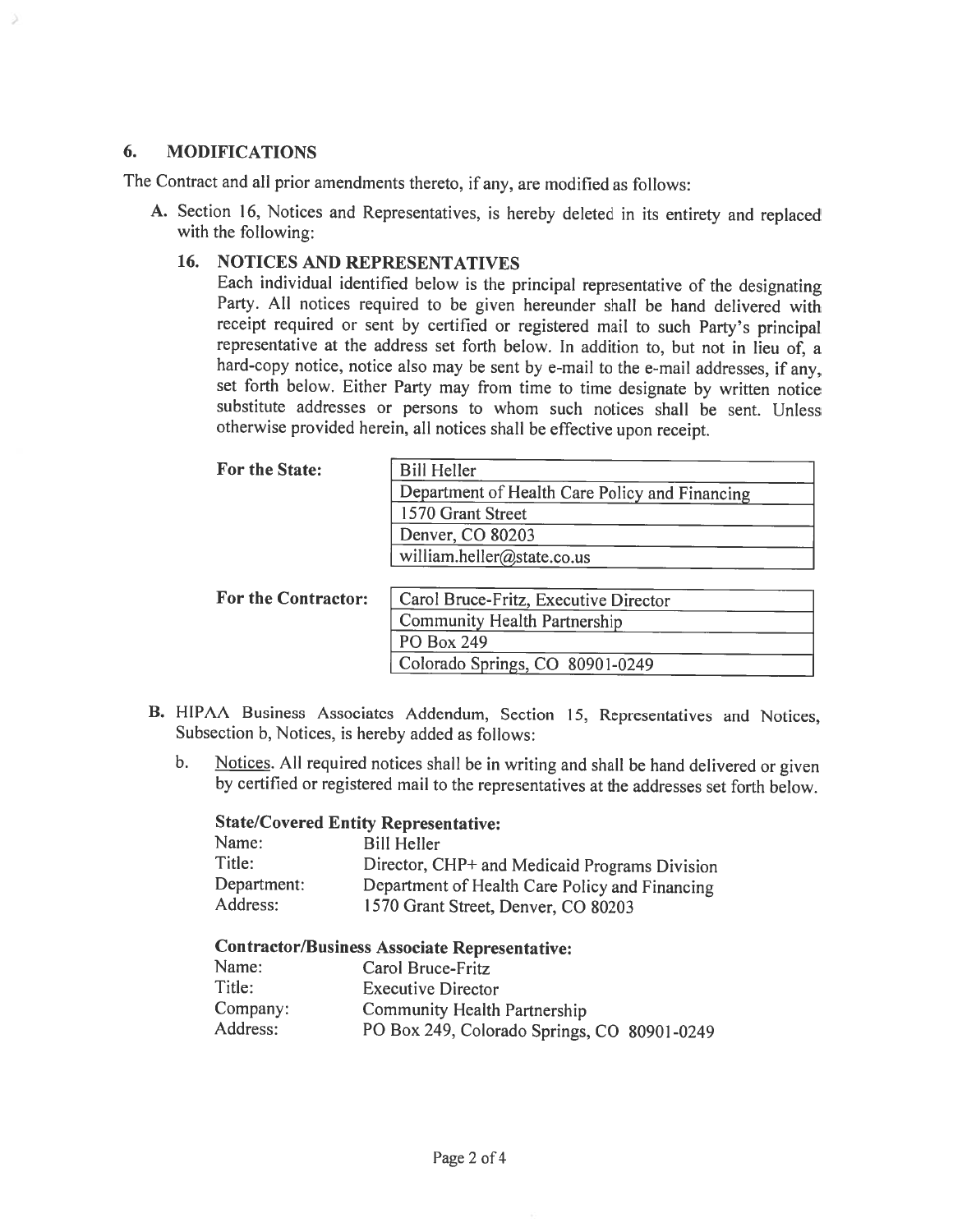## 6. MODIFICATIONS

The Contract and all prior amendments thereto, if any, are modified as follows:

**A.** Section 16, Notices and Representatives, is hereby deleted in its entirety and replaced with the following:

### 16. NOTICES AND REPRESENTATIVES

Each individual identified below is the principal representative of the designating Party. All notices required to be given hereunder shall be hand delivered with receipt required or sent by certified or registered mail to such Party's principal representative at the address set forth below. In addition to, but not in lieu of, a hard-copy notice, notice also may be sent by e-mail to the e-mail addresses, if any, set forth below. Either Party may from time to time designate by written notice substitute addresses or persons to whom such notices shall be sent. Unless otherwise provided herein, all notices shall be effective upon receipt.

**For the State:**

| Bill Heller |
|---|
| Department of Health Care Policy and Financing |
| 1570 Grant Street |
| Denver, CO 80203 |
| william.heller@state.co.us |

**For the Contractor:**

| Carol Bruce-Fritz, Executive Director |
|---|
| Community Health Partnership |
| PO Box 249 |
| Colorado Springs, CO 80901-0249 |

**B.** HIPAA Business Associates Addendum, Section 15, Representatives and Notices, Subsection b, Notices, is hereby added as follows:

b. Notices. All required notices shall be in writing and shall be hand delivered or given by certified or registered mail to the representatives at the addresses set forth below.

**State/Covered Entity Representative:**

Name: Bill Heller
Title: Director, CHP+ and Medicaid Programs Division
Department: Department of Health Care Policy and Financing
Address: 1570 Grant Street, Denver, CO 80203

**Contractor/Business Associate Representative:**

Name: Carol Bruce-Fritz
Title: Executive Director
Company: Community Health Partnership
Address: PO Box 249, Colorado Springs, CO 80901-0249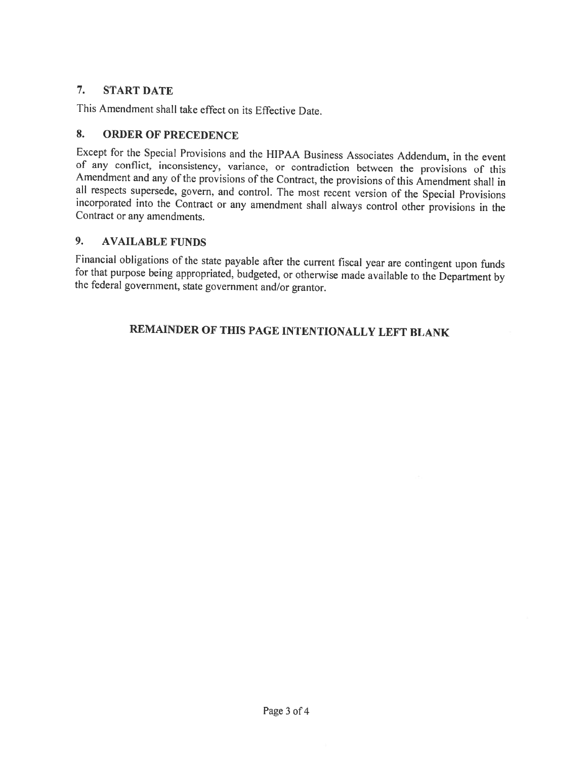## 7. START DATE

This Amendment shall take effect on its Effective Date.

## 8. ORDER OF PRECEDENCE

Except for the Special Provisions and the HIPAA Business Associates Addendum, in the event of any conflict, inconsistency, variance, or contradiction between the provisions of this Amendment and any of the provisions of the Contract, the provisions of this Amendment shall in all respects supersede, govern, and control. The most recent version of the Special Provisions incorporated into the Contract or any amendment shall always control other provisions in the Contract or any amendments.

## 9. AVAILABLE FUNDS

Financial obligations of the state payable after the current fiscal year are contingent upon funds for that purpose being appropriated, budgeted, or otherwise made available to the Department by the federal government, state government and/or grantor.

**REMAINDER OF THIS PAGE INTENTIONALLY LEFT BLANK**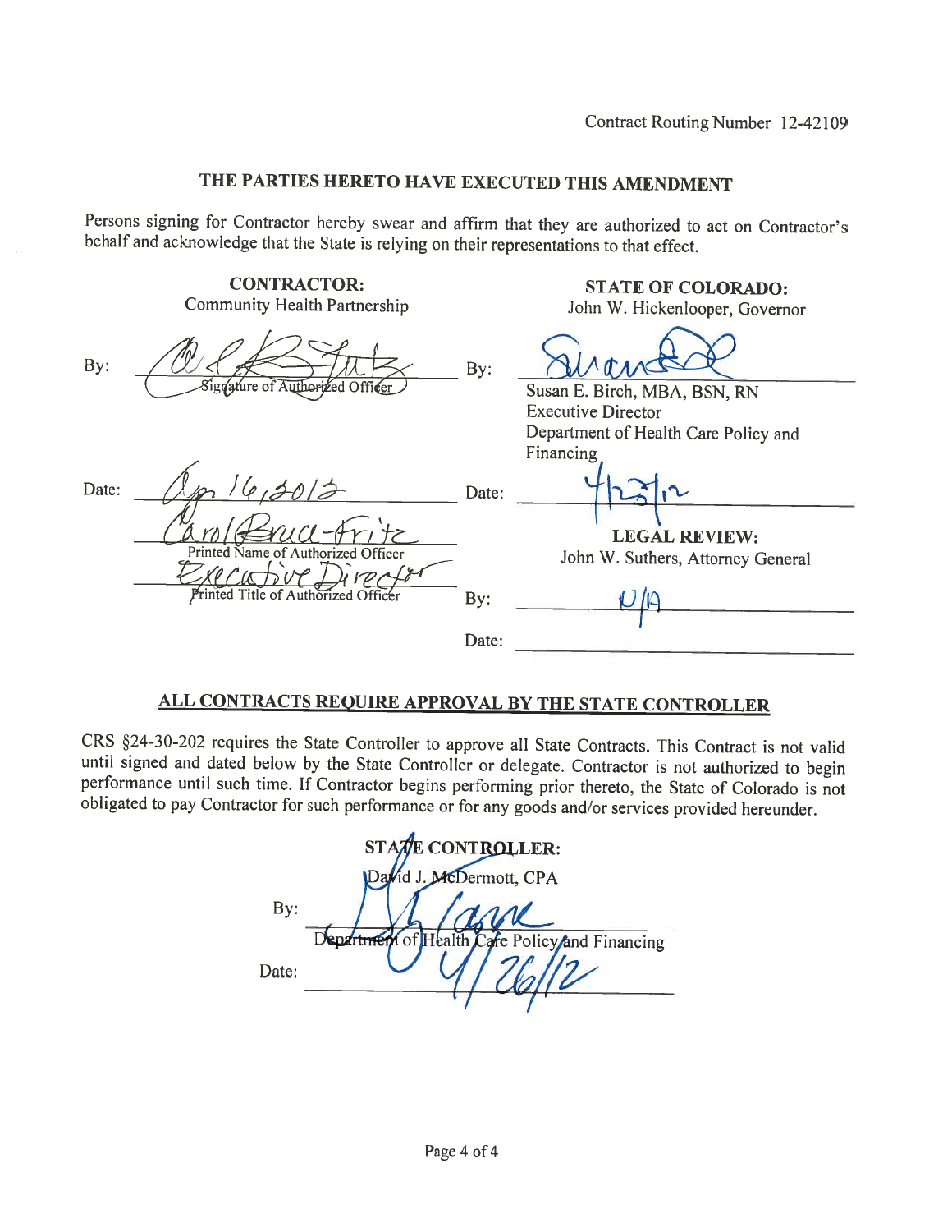Contract Routing Number 12-42109

## THE PARTIES HERETO HAVE EXECUTED THIS AMENDMENT

Persons signing for Contractor hereby swear and affirm that they are authorized to act on Contractor's behalf and acknowledge that the State is relying on their representations to that effect.

| CONTRACTOR: Community Health Partnership | STATE OF COLORADO: John W. Hickenlooper, Governor |
|---|---|
| By: Signature of Authorized Officer | By: Susan E. Birch, MBA, BSN, RN, Executive Director, Department of Health Care Policy and Financing |
| Date: Apr 16, 2012 | Date: 4/23/12 |
| Carol Bruce-Fritz, Printed Name of Authorized Officer | **LEGAL REVIEW:** John W. Suthers, Attorney General |
| Executive Director, Printed Title of Authorized Officer | By: N/A |
| | Date: |

## ALL CONTRACTS REQUIRE APPROVAL BY THE STATE CONTROLLER

CRS §24-30-202 requires the State Controller to approve all State Contracts. This Contract is not valid until signed and dated below by the State Controller or delegate. Contractor is not authorized to begin performance until such time. If Contractor begins performing prior thereto, the State of Colorado is not obligated to pay Contractor for such performance or for any goods and/or services provided hereunder.

**STATE CONTROLLER:**
David J. McDermott, CPA

By: Department of Health Care Policy and Financing

Date: 4/26/12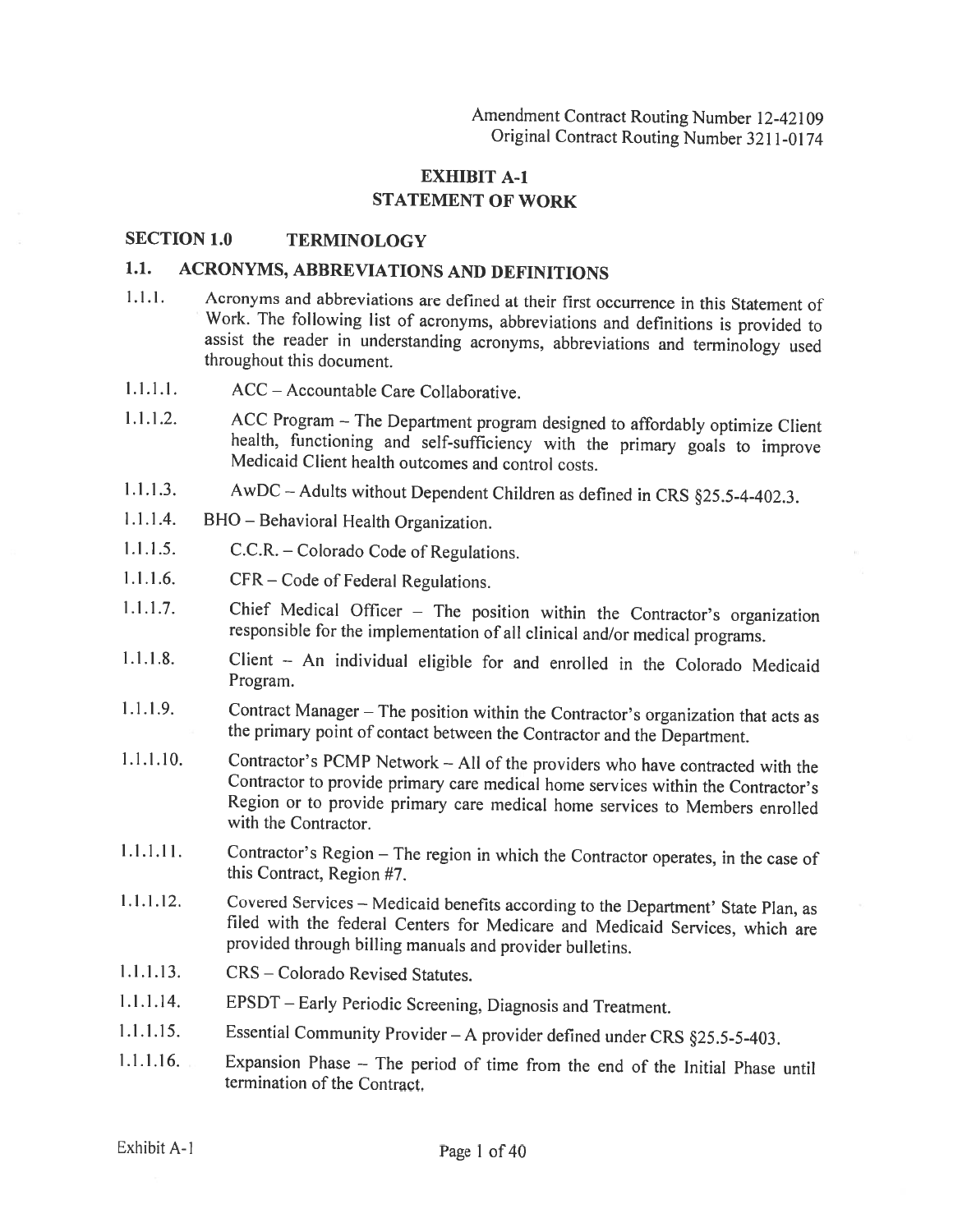Amendment Contract Routing Number 12-42109
Original Contract Routing Number 3211-0174

# EXHIBIT A-1
# STATEMENT OF WORK

## SECTION 1.0 TERMINOLOGY

### 1.1. ACRONYMS, ABBREVIATIONS AND DEFINITIONS

1.1.1. Acronyms and abbreviations are defined at their first occurrence in this Statement of Work. The following list of acronyms, abbreviations and definitions is provided to assist the reader in understanding acronyms, abbreviations and terminology used throughout this document.

1.1.1.1. ACC – Accountable Care Collaborative.

1.1.1.2. ACC Program – The Department program designed to affordably optimize Client health, functioning and self-sufficiency with the primary goals to improve Medicaid Client health outcomes and control costs.

1.1.1.3. AwDC – Adults without Dependent Children as defined in CRS §25.5-4-402.3.

1.1.1.4. BHO – Behavioral Health Organization.

1.1.1.5. C.C.R. – Colorado Code of Regulations.

1.1.1.6. CFR – Code of Federal Regulations.

1.1.1.7. Chief Medical Officer – The position within the Contractor's organization responsible for the implementation of all clinical and/or medical programs.

1.1.1.8. Client – An individual eligible for and enrolled in the Colorado Medicaid Program.

1.1.1.9. Contract Manager – The position within the Contractor's organization that acts as the primary point of contact between the Contractor and the Department.

1.1.1.10. Contractor's PCMP Network – All of the providers who have contracted with the Contractor to provide primary care medical home services within the Contractor's Region or to provide primary care medical home services to Members enrolled with the Contractor.

1.1.1.11. Contractor's Region – The region in which the Contractor operates, in the case of this Contract, Region #7.

1.1.1.12. Covered Services – Medicaid benefits according to the Department' State Plan, as filed with the federal Centers for Medicare and Medicaid Services, which are provided through billing manuals and provider bulletins.

1.1.1.13. CRS – Colorado Revised Statutes.

1.1.1.14. EPSDT – Early Periodic Screening, Diagnosis and Treatment.

1.1.1.15. Essential Community Provider – A provider defined under CRS §25.5-5-403.

1.1.1.16. Expansion Phase – The period of time from the end of the Initial Phase until termination of the Contract.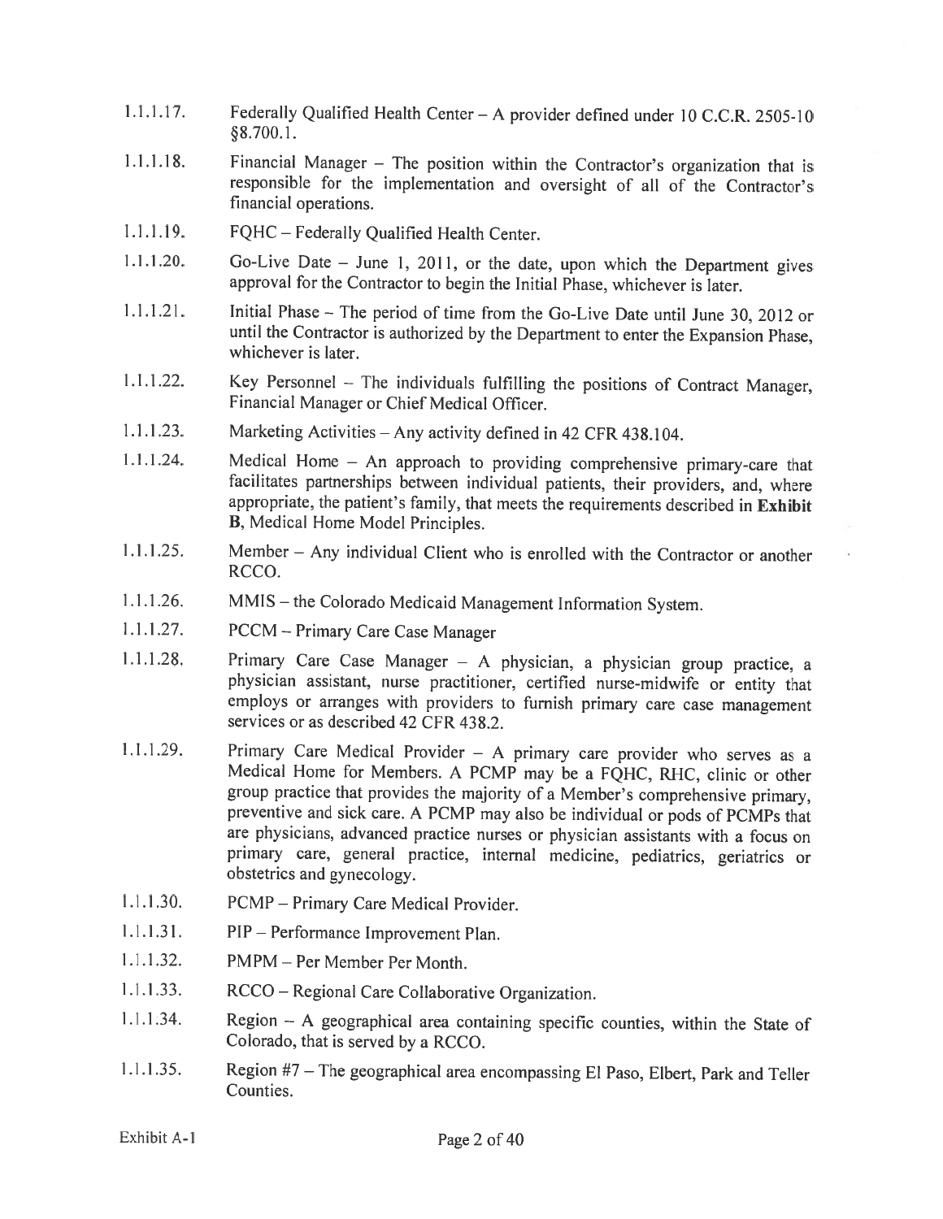1.1.1.17. Federally Qualified Health Center – A provider defined under 10 C.C.R. 2505-10 §8.700.1.

1.1.1.18. Financial Manager – The position within the Contractor's organization that is responsible for the implementation and oversight of all of the Contractor's financial operations.

1.1.1.19. FQHC – Federally Qualified Health Center.

1.1.1.20. Go-Live Date – June 1, 2011, or the date, upon which the Department gives approval for the Contractor to begin the Initial Phase, whichever is later.

1.1.1.21. Initial Phase – The period of time from the Go-Live Date until June 30, 2012 or until the Contractor is authorized by the Department to enter the Expansion Phase, whichever is later.

1.1.1.22. Key Personnel – The individuals fulfilling the positions of Contract Manager, Financial Manager or Chief Medical Officer.

1.1.1.23. Marketing Activities – Any activity defined in 42 CFR 438.104.

1.1.1.24. Medical Home – An approach to providing comprehensive primary-care that facilitates partnerships between individual patients, their providers, and, where appropriate, the patient's family, that meets the requirements described in **Exhibit B**, Medical Home Model Principles.

1.1.1.25. Member – Any individual Client who is enrolled with the Contractor or another RCCO.

1.1.1.26. MMIS – the Colorado Medicaid Management Information System.

1.1.1.27. PCCM – Primary Care Case Manager

1.1.1.28. Primary Care Case Manager – A physician, a physician group practice, a physician assistant, nurse practitioner, certified nurse-midwife or entity that employs or arranges with providers to furnish primary care case management services or as described 42 CFR 438.2.

1.1.1.29. Primary Care Medical Provider – A primary care provider who serves as a Medical Home for Members. A PCMP may be a FQHC, RHC, clinic or other group practice that provides the majority of a Member's comprehensive primary, preventive and sick care. A PCMP may also be individual or pods of PCMPs that are physicians, advanced practice nurses or physician assistants with a focus on primary care, general practice, internal medicine, pediatrics, geriatrics or obstetrics and gynecology.

1.1.1.30. PCMP – Primary Care Medical Provider.

1.1.1.31. PIP – Performance Improvement Plan.

1.1.1.32. PMPM – Per Member Per Month.

1.1.1.33. RCCO – Regional Care Collaborative Organization.

1.1.1.34. Region – A geographical area containing specific counties, within the State of Colorado, that is served by a RCCO.

1.1.1.35. Region #7 – The geographical area encompassing El Paso, Elbert, Park and Teller Counties.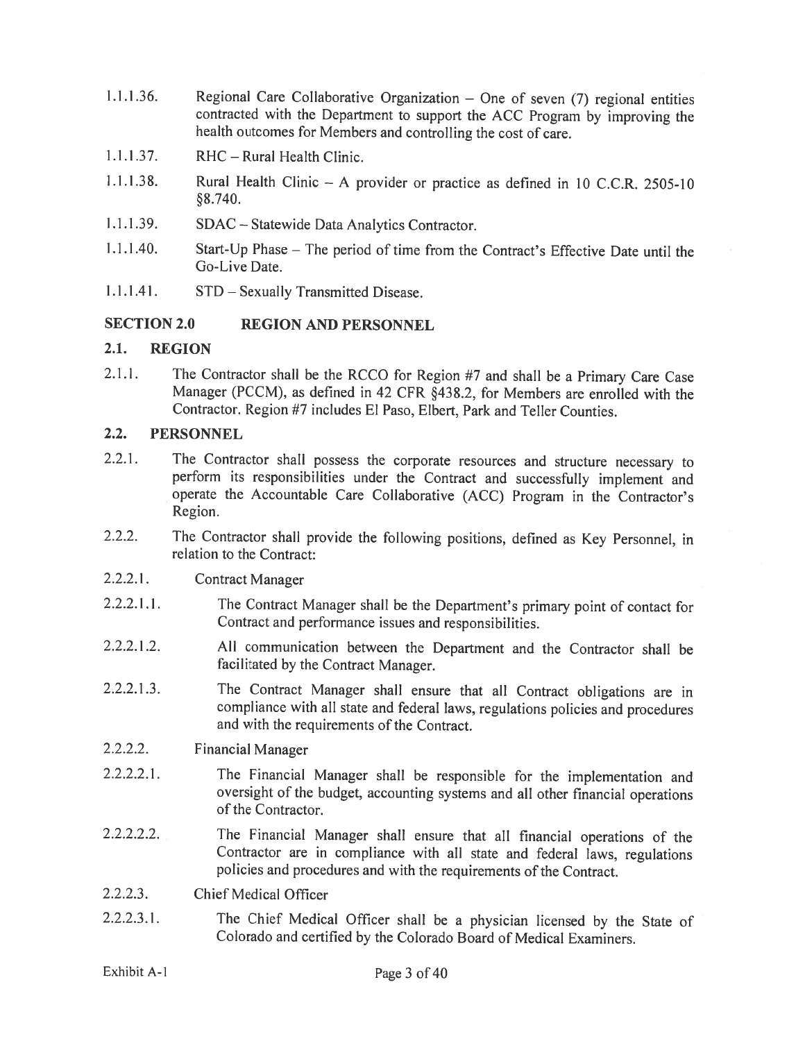1.1.1.36. Regional Care Collaborative Organization – One of seven (7) regional entities contracted with the Department to support the ACC Program by improving the health outcomes for Members and controlling the cost of care.

1.1.1.37. RHC – Rural Health Clinic.

1.1.1.38. Rural Health Clinic – A provider or practice as defined in 10 C.C.R. 2505-10 §8.740.

1.1.1.39. SDAC – Statewide Data Analytics Contractor.

1.1.1.40. Start-Up Phase – The period of time from the Contract's Effective Date until the Go-Live Date.

1.1.1.41. STD – Sexually Transmitted Disease.

## SECTION 2.0 REGION AND PERSONNEL

### 2.1. REGION

2.1.1. The Contractor shall be the RCCO for Region #7 and shall be a Primary Care Case Manager (PCCM), as defined in 42 CFR §438.2, for Members are enrolled with the Contractor. Region #7 includes El Paso, Elbert, Park and Teller Counties.

### 2.2. PERSONNEL

2.2.1. The Contractor shall possess the corporate resources and structure necessary to perform its responsibilities under the Contract and successfully implement and operate the Accountable Care Collaborative (ACC) Program in the Contractor's Region.

2.2.2. The Contractor shall provide the following positions, defined as Key Personnel, in relation to the Contract:

2.2.2.1. Contract Manager

2.2.2.1.1. The Contract Manager shall be the Department's primary point of contact for Contract and performance issues and responsibilities.

2.2.2.1.2. All communication between the Department and the Contractor shall be facilitated by the Contract Manager.

2.2.2.1.3. The Contract Manager shall ensure that all Contract obligations are in compliance with all state and federal laws, regulations policies and procedures and with the requirements of the Contract.

2.2.2.2. Financial Manager

2.2.2.2.1. The Financial Manager shall be responsible for the implementation and oversight of the budget, accounting systems and all other financial operations of the Contractor.

2.2.2.2.2. The Financial Manager shall ensure that all financial operations of the Contractor are in compliance with all state and federal laws, regulations policies and procedures and with the requirements of the Contract.

2.2.2.3. Chief Medical Officer

2.2.2.3.1. The Chief Medical Officer shall be a physician licensed by the State of Colorado and certified by the Colorado Board of Medical Examiners.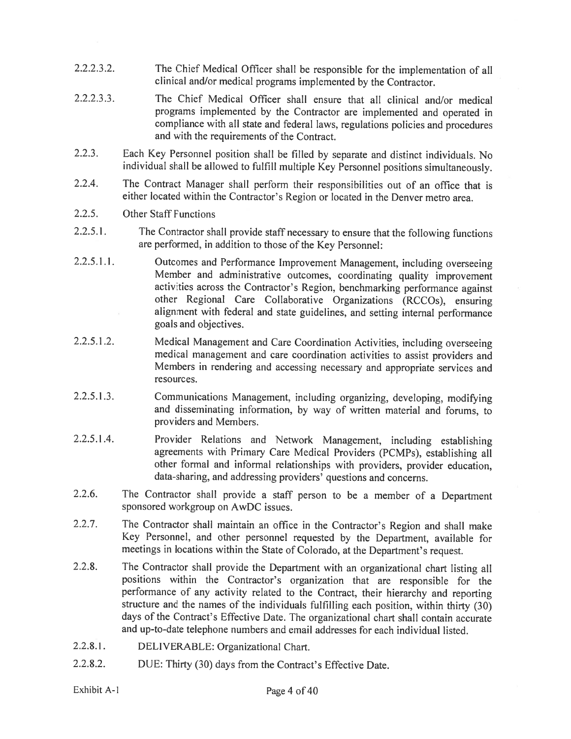2.2.2.3.2. The Chief Medical Officer shall be responsible for the implementation of all clinical and/or medical programs implemented by the Contractor.

2.2.2.3.3. The Chief Medical Officer shall ensure that all clinical and/or medical programs implemented by the Contractor are implemented and operated in compliance with all state and federal laws, regulations policies and procedures and with the requirements of the Contract.

2.2.3. Each Key Personnel position shall be filled by separate and distinct individuals. No individual shall be allowed to fulfill multiple Key Personnel positions simultaneously.

2.2.4. The Contract Manager shall perform their responsibilities out of an office that is either located within the Contractor's Region or located in the Denver metro area.

2.2.5. Other Staff Functions

2.2.5.1. The Contractor shall provide staff necessary to ensure that the following functions are performed, in addition to those of the Key Personnel:

2.2.5.1.1. Outcomes and Performance Improvement Management, including overseeing Member and administrative outcomes, coordinating quality improvement activities across the Contractor's Region, benchmarking performance against other Regional Care Collaborative Organizations (RCCOs), ensuring alignment with federal and state guidelines, and setting internal performance goals and objectives.

2.2.5.1.2. Medical Management and Care Coordination Activities, including overseeing medical management and care coordination activities to assist providers and Members in rendering and accessing necessary and appropriate services and resources.

2.2.5.1.3. Communications Management, including organizing, developing, modifying and disseminating information, by way of written material and forums, to providers and Members.

2.2.5.1.4. Provider Relations and Network Management, including establishing agreements with Primary Care Medical Providers (PCMPs), establishing all other formal and informal relationships with providers, provider education, data-sharing, and addressing providers' questions and concerns.

2.2.6. The Contractor shall provide a staff person to be a member of a Department sponsored workgroup on AwDC issues.

2.2.7. The Contractor shall maintain an office in the Contractor's Region and shall make Key Personnel, and other personnel requested by the Department, available for meetings in locations within the State of Colorado, at the Department's request.

2.2.8. The Contractor shall provide the Department with an organizational chart listing all positions within the Contractor's organization that are responsible for the performance of any activity related to the Contract, their hierarchy and reporting structure and the names of the individuals fulfilling each position, within thirty (30) days of the Contract's Effective Date. The organizational chart shall contain accurate and up-to-date telephone numbers and email addresses for each individual listed.

2.2.8.1. DELIVERABLE: Organizational Chart.

2.2.8.2. DUE: Thirty (30) days from the Contract's Effective Date.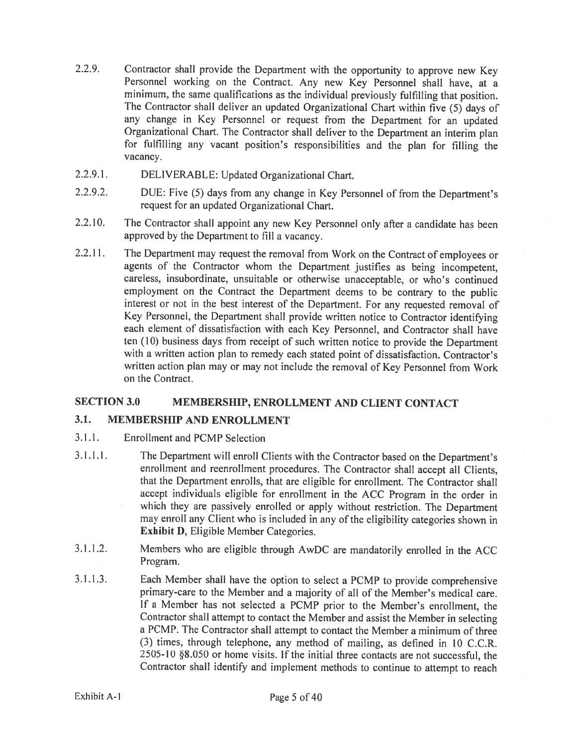2.2.9. Contractor shall provide the Department with the opportunity to approve new Key Personnel working on the Contract. Any new Key Personnel shall have, at a minimum, the same qualifications as the individual previously fulfilling that position. The Contractor shall deliver an updated Organizational Chart within five (5) days of any change in Key Personnel or request from the Department for an updated Organizational Chart. The Contractor shall deliver to the Department an interim plan for fulfilling any vacant position's responsibilities and the plan for filling the vacancy.

2.2.9.1. DELIVERABLE: Updated Organizational Chart.

2.2.9.2. DUE: Five (5) days from any change in Key Personnel of from the Department's request for an updated Organizational Chart.

2.2.10. The Contractor shall appoint any new Key Personnel only after a candidate has been approved by the Department to fill a vacancy.

2.2.11. The Department may request the removal from Work on the Contract of employees or agents of the Contractor whom the Department justifies as being incompetent, careless, insubordinate, unsuitable or otherwise unacceptable, or who's continued employment on the Contract the Department deems to be contrary to the public interest or not in the best interest of the Department. For any requested removal of Key Personnel, the Department shall provide written notice to Contractor identifying each element of dissatisfaction with each Key Personnel, and Contractor shall have ten (10) business days from receipt of such written notice to provide the Department with a written action plan to remedy each stated point of dissatisfaction. Contractor's written action plan may or may not include the removal of Key Personnel from Work on the Contract.

## SECTION 3.0 MEMBERSHIP, ENROLLMENT AND CLIENT CONTACT

### 3.1. MEMBERSHIP AND ENROLLMENT

3.1.1. Enrollment and PCMP Selection

3.1.1.1. The Department will enroll Clients with the Contractor based on the Department's enrollment and reenrollment procedures. The Contractor shall accept all Clients, that the Department enrolls, that are eligible for enrollment. The Contractor shall accept individuals eligible for enrollment in the ACC Program in the order in which they are passively enrolled or apply without restriction. The Department may enroll any Client who is included in any of the eligibility categories shown in **Exhibit D**, Eligible Member Categories.

3.1.1.2. Members who are eligible through AwDC are mandatorily enrolled in the ACC Program.

3.1.1.3. Each Member shall have the option to select a PCMP to provide comprehensive primary-care to the Member and a majority of all of the Member's medical care. If a Member has not selected a PCMP prior to the Member's enrollment, the Contractor shall attempt to contact the Member and assist the Member in selecting a PCMP. The Contractor shall attempt to contact the Member a minimum of three (3) times, through telephone, any method of mailing, as defined in 10 C.C.R. 2505-10 §8.050 or home visits. If the initial three contacts are not successful, the Contractor shall identify and implement methods to continue to attempt to reach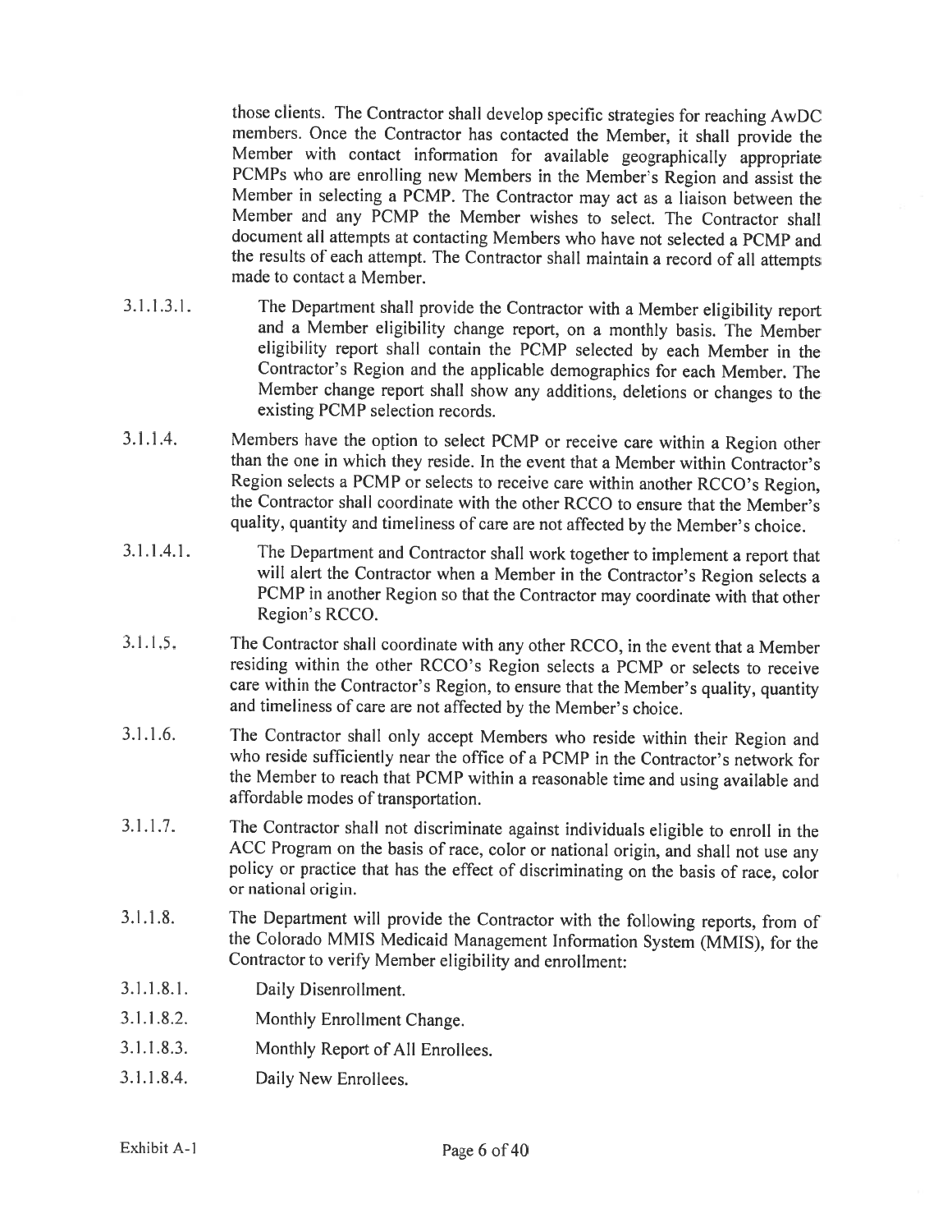those clients. The Contractor shall develop specific strategies for reaching AwDC members. Once the Contractor has contacted the Member, it shall provide the Member with contact information for available geographically appropriate PCMPs who are enrolling new Members in the Member's Region and assist the Member in selecting a PCMP. The Contractor may act as a liaison between the Member and any PCMP the Member wishes to select. The Contractor shall document all attempts at contacting Members who have not selected a PCMP and the results of each attempt. The Contractor shall maintain a record of all attempts made to contact a Member.

3.1.1.3.1. The Department shall provide the Contractor with a Member eligibility report and a Member eligibility change report, on a monthly basis. The Member eligibility report shall contain the PCMP selected by each Member in the Contractor's Region and the applicable demographics for each Member. The Member change report shall show any additions, deletions or changes to the existing PCMP selection records.

3.1.1.4. Members have the option to select PCMP or receive care within a Region other than the one in which they reside. In the event that a Member within Contractor's Region selects a PCMP or selects to receive care within another RCCO's Region, the Contractor shall coordinate with the other RCCO to ensure that the Member's quality, quantity and timeliness of care are not affected by the Member's choice.

3.1.1.4.1. The Department and Contractor shall work together to implement a report that will alert the Contractor when a Member in the Contractor's Region selects a PCMP in another Region so that the Contractor may coordinate with that other Region's RCCO.

3.1.1.5. The Contractor shall coordinate with any other RCCO, in the event that a Member residing within the other RCCO's Region selects a PCMP or selects to receive care within the Contractor's Region, to ensure that the Member's quality, quantity and timeliness of care are not affected by the Member's choice.

3.1.1.6. The Contractor shall only accept Members who reside within their Region and who reside sufficiently near the office of a PCMP in the Contractor's network for the Member to reach that PCMP within a reasonable time and using available and affordable modes of transportation.

3.1.1.7. The Contractor shall not discriminate against individuals eligible to enroll in the ACC Program on the basis of race, color or national origin, and shall not use any policy or practice that has the effect of discriminating on the basis of race, color or national origin.

3.1.1.8. The Department will provide the Contractor with the following reports, from of the Colorado MMIS Medicaid Management Information System (MMIS), for the Contractor to verify Member eligibility and enrollment:

3.1.1.8.1. Daily Disenrollment.

3.1.1.8.2. Monthly Enrollment Change.

3.1.1.8.3. Monthly Report of All Enrollees.

3.1.1.8.4. Daily New Enrollees.

Exhibit A-1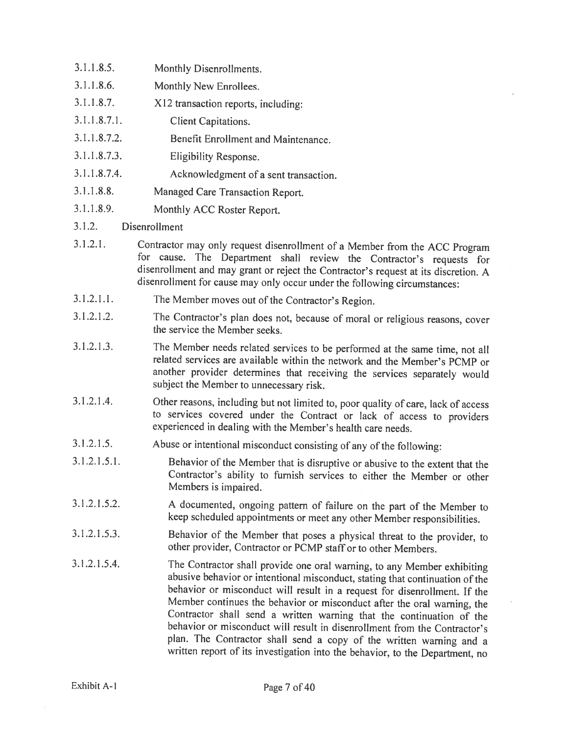3.1.1.8.5. Monthly Disenrollments.

3.1.1.8.6. Monthly New Enrollees.

3.1.1.8.7. X12 transaction reports, including:

3.1.1.8.7.1. Client Capitations.

3.1.1.8.7.2. Benefit Enrollment and Maintenance.

3.1.1.8.7.3. Eligibility Response.

3.1.1.8.7.4. Acknowledgment of a sent transaction.

3.1.1.8.8. Managed Care Transaction Report.

3.1.1.8.9. Monthly ACC Roster Report.

3.1.2. Disenrollment

3.1.2.1. Contractor may only request disenrollment of a Member from the ACC Program for cause. The Department shall review the Contractor's requests for disenrollment and may grant or reject the Contractor's request at its discretion. A disenrollment for cause may only occur under the following circumstances:

3.1.2.1.1. The Member moves out of the Contractor's Region.

3.1.2.1.2. The Contractor's plan does not, because of moral or religious reasons, cover the service the Member seeks.

3.1.2.1.3. The Member needs related services to be performed at the same time, not all related services are available within the network and the Member's PCMP or another provider determines that receiving the services separately would subject the Member to unnecessary risk.

3.1.2.1.4. Other reasons, including but not limited to, poor quality of care, lack of access to services covered under the Contract or lack of access to providers experienced in dealing with the Member's health care needs.

3.1.2.1.5. Abuse or intentional misconduct consisting of any of the following:

3.1.2.1.5.1. Behavior of the Member that is disruptive or abusive to the extent that the Contractor's ability to furnish services to either the Member or other Members is impaired.

3.1.2.1.5.2. A documented, ongoing pattern of failure on the part of the Member to keep scheduled appointments or meet any other Member responsibilities.

3.1.2.1.5.3. Behavior of the Member that poses a physical threat to the provider, to other provider, Contractor or PCMP staff or to other Members.

3.1.2.1.5.4. The Contractor shall provide one oral warning, to any Member exhibiting abusive behavior or intentional misconduct, stating that continuation of the behavior or misconduct will result in a request for disenrollment. If the Member continues the behavior or misconduct after the oral warning, the Contractor shall send a written warning that the continuation of the behavior or misconduct will result in disenrollment from the Contractor's plan. The Contractor shall send a copy of the written warning and a written report of its investigation into the behavior, to the Department, no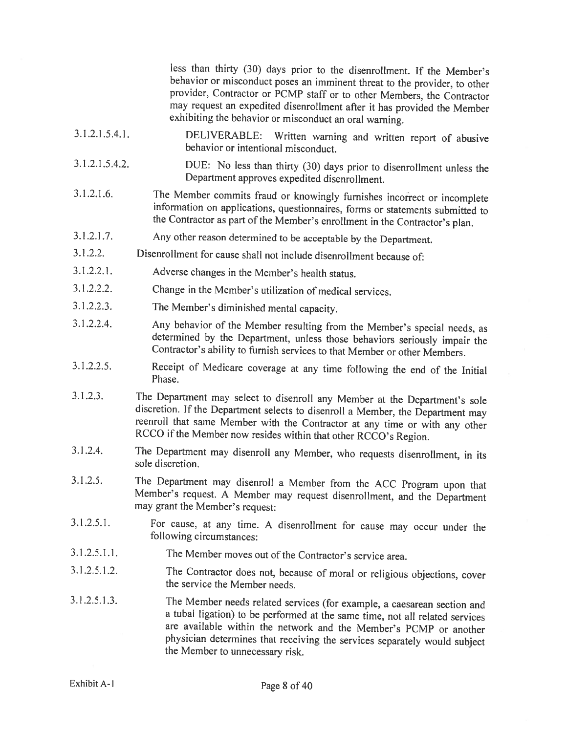less than thirty (30) days prior to the disenrollment. If the Member's behavior or misconduct poses an imminent threat to the provider, to other provider, Contractor or PCMP staff or to other Members, the Contractor may request an expedited disenrollment after it has provided the Member exhibiting the behavior or misconduct an oral warning.

3.1.2.1.5.4.1. DELIVERABLE: Written warning and written report of abusive behavior or intentional misconduct.

3.1.2.1.5.4.2. DUE: No less than thirty (30) days prior to disenrollment unless the Department approves expedited disenrollment.

3.1.2.1.6. The Member commits fraud or knowingly furnishes incorrect or incomplete information on applications, questionnaires, forms or statements submitted to the Contractor as part of the Member's enrollment in the Contractor's plan.

3.1.2.1.7. Any other reason determined to be acceptable by the Department.

3.1.2.2. Disenrollment for cause shall not include disenrollment because of:

3.1.2.2.1. Adverse changes in the Member's health status.

3.1.2.2.2. Change in the Member's utilization of medical services.

3.1.2.2.3. The Member's diminished mental capacity.

3.1.2.2.4. Any behavior of the Member resulting from the Member's special needs, as determined by the Department, unless those behaviors seriously impair the Contractor's ability to furnish services to that Member or other Members.

3.1.2.2.5. Receipt of Medicare coverage at any time following the end of the Initial Phase.

3.1.2.3. The Department may select to disenroll any Member at the Department's sole discretion. If the Department selects to disenroll a Member, the Department may reenroll that same Member with the Contractor at any time or with any other RCCO if the Member now resides within that other RCCO's Region.

3.1.2.4. The Department may disenroll any Member, who requests disenrollment, in its sole discretion.

3.1.2.5. The Department may disenroll a Member from the ACC Program upon that Member's request. A Member may request disenrollment, and the Department may grant the Member's request:

3.1.2.5.1. For cause, at any time. A disenrollment for cause may occur under the following circumstances:

3.1.2.5.1.1. The Member moves out of the Contractor's service area.

3.1.2.5.1.2. The Contractor does not, because of moral or religious objections, cover the service the Member needs.

3.1.2.5.1.3. The Member needs related services (for example, a caesarean section and a tubal ligation) to be performed at the same time, not all related services are available within the network and the Member's PCMP or another physician determines that receiving the services separately would subject the Member to unnecessary risk.

Exhibit A-1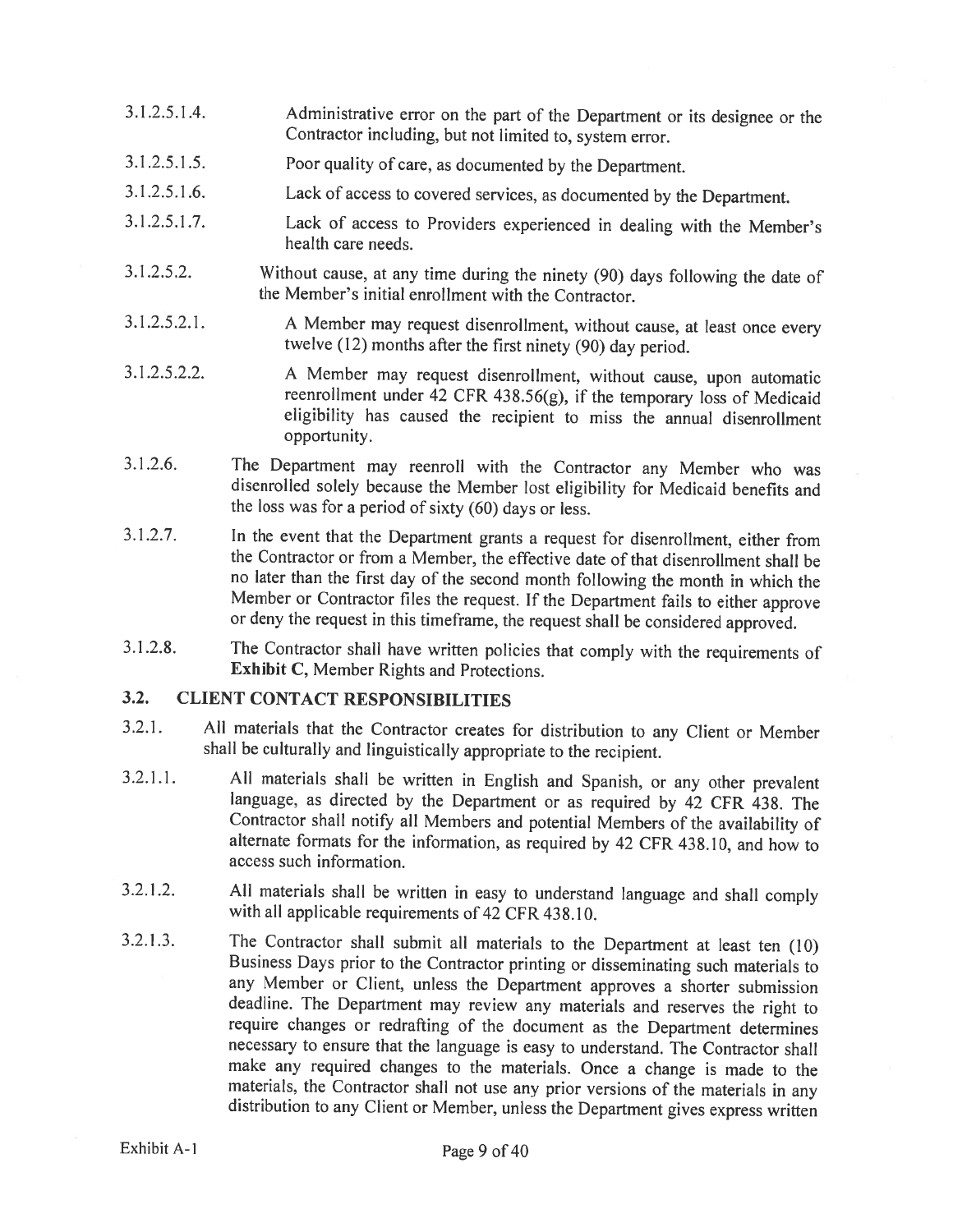3.1.2.5.1.4. Administrative error on the part of the Department or its designee or the Contractor including, but not limited to, system error.

3.1.2.5.1.5. Poor quality of care, as documented by the Department.

3.1.2.5.1.6. Lack of access to covered services, as documented by the Department.

3.1.2.5.1.7. Lack of access to Providers experienced in dealing with the Member's health care needs.

3.1.2.5.2. Without cause, at any time during the ninety (90) days following the date of the Member's initial enrollment with the Contractor.

3.1.2.5.2.1. A Member may request disenrollment, without cause, at least once every twelve (12) months after the first ninety (90) day period.

3.1.2.5.2.2. A Member may request disenrollment, without cause, upon automatic reenrollment under 42 CFR 438.56(g), if the temporary loss of Medicaid eligibility has caused the recipient to miss the annual disenrollment opportunity.

3.1.2.6. The Department may reenroll with the Contractor any Member who was disenrolled solely because the Member lost eligibility for Medicaid benefits and the loss was for a period of sixty (60) days or less.

3.1.2.7. In the event that the Department grants a request for disenrollment, either from the Contractor or from a Member, the effective date of that disenrollment shall be no later than the first day of the second month following the month in which the Member or Contractor files the request. If the Department fails to either approve or deny the request in this timeframe, the request shall be considered approved.

3.1.2.8. The Contractor shall have written policies that comply with the requirements of **Exhibit C**, Member Rights and Protections.

## 3.2. CLIENT CONTACT RESPONSIBILITIES

3.2.1. All materials that the Contractor creates for distribution to any Client or Member shall be culturally and linguistically appropriate to the recipient.

3.2.1.1. All materials shall be written in English and Spanish, or any other prevalent language, as directed by the Department or as required by 42 CFR 438. The Contractor shall notify all Members and potential Members of the availability of alternate formats for the information, as required by 42 CFR 438.10, and how to access such information.

3.2.1.2. All materials shall be written in easy to understand language and shall comply with all applicable requirements of 42 CFR 438.10.

3.2.1.3. The Contractor shall submit all materials to the Department at least ten (10) Business Days prior to the Contractor printing or disseminating such materials to any Member or Client, unless the Department approves a shorter submission deadline. The Department may review any materials and reserves the right to require changes or redrafting of the document as the Department determines necessary to ensure that the language is easy to understand. The Contractor shall make any required changes to the materials. Once a change is made to the materials, the Contractor shall not use any prior versions of the materials in any distribution to any Client or Member, unless the Department gives express written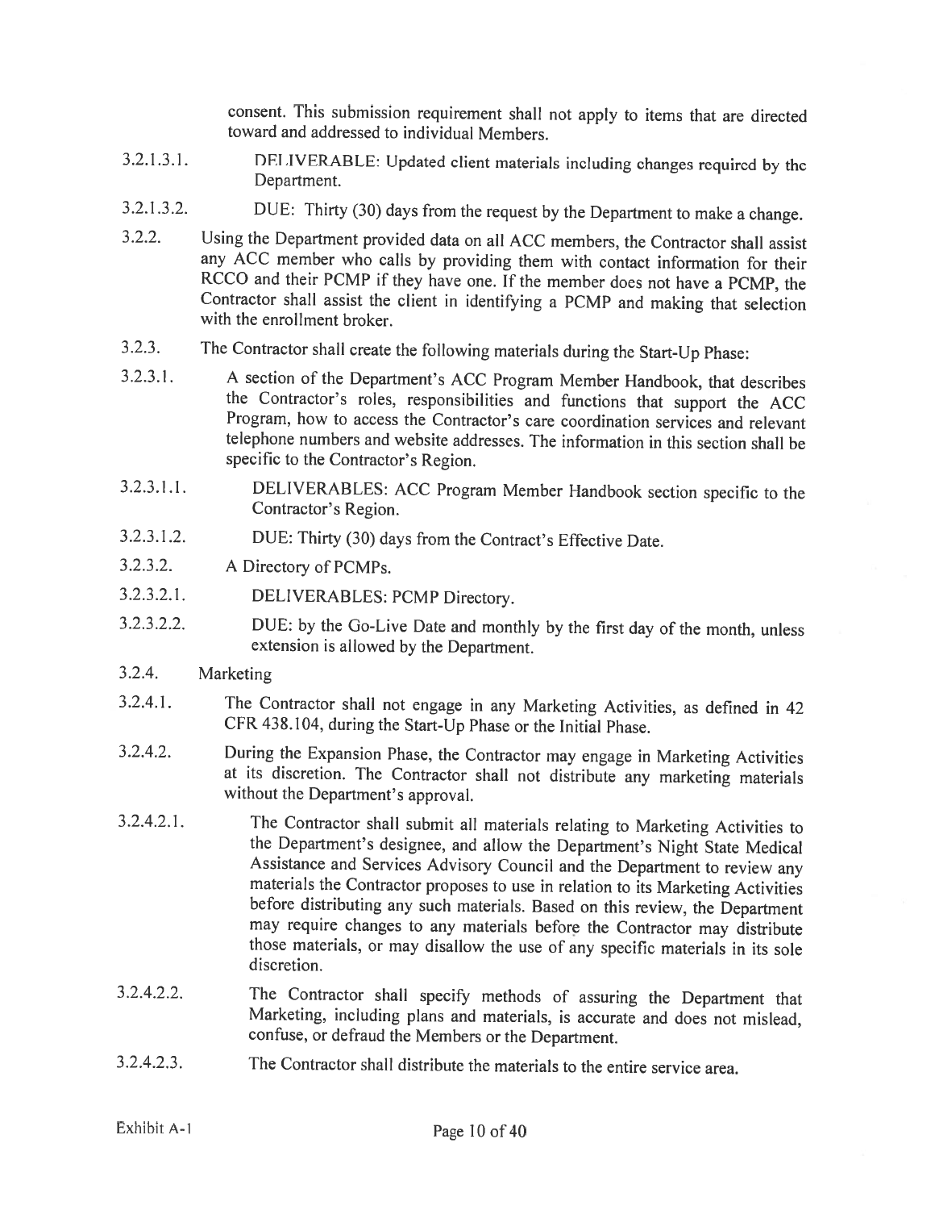consent. This submission requirement shall not apply to items that are directed toward and addressed to individual Members.

3.2.1.3.1. DELIVERABLE: Updated client materials including changes required by the Department.

3.2.1.3.2. DUE: Thirty (30) days from the request by the Department to make a change.

3.2.2. Using the Department provided data on all ACC members, the Contractor shall assist any ACC member who calls by providing them with contact information for their RCCO and their PCMP if they have one. If the member does not have a PCMP, the Contractor shall assist the client in identifying a PCMP and making that selection with the enrollment broker.

3.2.3. The Contractor shall create the following materials during the Start-Up Phase:

3.2.3.1. A section of the Department's ACC Program Member Handbook, that describes the Contractor's roles, responsibilities and functions that support the ACC Program, how to access the Contractor's care coordination services and relevant telephone numbers and website addresses. The information in this section shall be specific to the Contractor's Region.

3.2.3.1.1. DELIVERABLES: ACC Program Member Handbook section specific to the Contractor's Region.

3.2.3.1.2. DUE: Thirty (30) days from the Contract's Effective Date.

3.2.3.2. A Directory of PCMPs.

3.2.3.2.1. DELIVERABLES: PCMP Directory.

3.2.3.2.2. DUE: by the Go-Live Date and monthly by the first day of the month, unless extension is allowed by the Department.

3.2.4. Marketing

3.2.4.1. The Contractor shall not engage in any Marketing Activities, as defined in 42 CFR 438.104, during the Start-Up Phase or the Initial Phase.

3.2.4.2. During the Expansion Phase, the Contractor may engage in Marketing Activities at its discretion. The Contractor shall not distribute any marketing materials without the Department's approval.

3.2.4.2.1. The Contractor shall submit all materials relating to Marketing Activities to the Department's designee, and allow the Department's Night State Medical Assistance and Services Advisory Council and the Department to review any materials the Contractor proposes to use in relation to its Marketing Activities before distributing any such materials. Based on this review, the Department may require changes to any materials before the Contractor may distribute those materials, or may disallow the use of any specific materials in its sole discretion.

3.2.4.2.2. The Contractor shall specify methods of assuring the Department that Marketing, including plans and materials, is accurate and does not mislead, confuse, or defraud the Members or the Department.

3.2.4.2.3. The Contractor shall distribute the materials to the entire service area.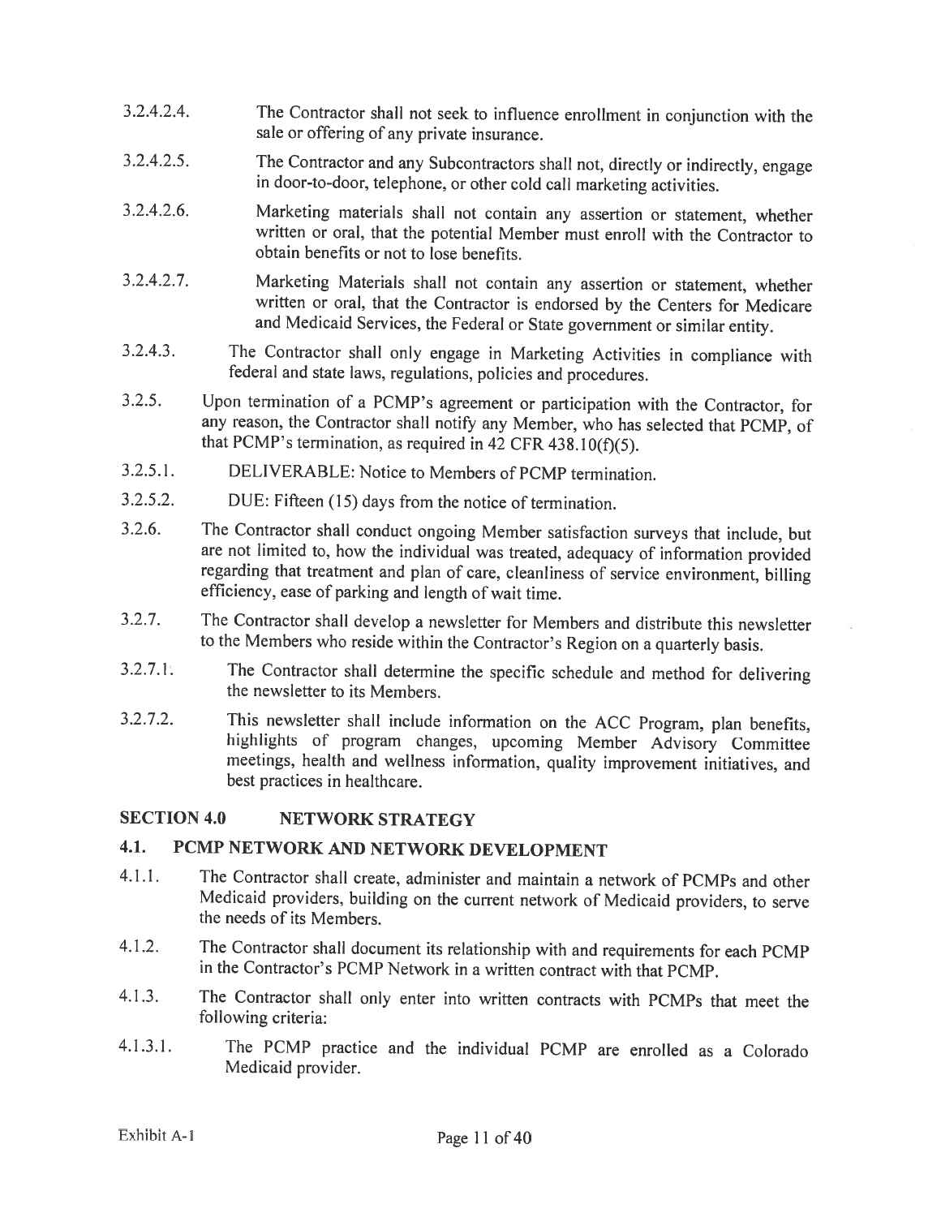3.2.4.2.4. The Contractor shall not seek to influence enrollment in conjunction with the sale or offering of any private insurance.

3.2.4.2.5. The Contractor and any Subcontractors shall not, directly or indirectly, engage in door-to-door, telephone, or other cold call marketing activities.

3.2.4.2.6. Marketing materials shall not contain any assertion or statement, whether written or oral, that the potential Member must enroll with the Contractor to obtain benefits or not to lose benefits.

3.2.4.2.7. Marketing Materials shall not contain any assertion or statement, whether written or oral, that the Contractor is endorsed by the Centers for Medicare and Medicaid Services, the Federal or State government or similar entity.

3.2.4.3. The Contractor shall only engage in Marketing Activities in compliance with federal and state laws, regulations, policies and procedures.

3.2.5. Upon termination of a PCMP's agreement or participation with the Contractor, for any reason, the Contractor shall notify any Member, who has selected that PCMP, of that PCMP's termination, as required in 42 CFR 438.10(f)(5).

3.2.5.1. DELIVERABLE: Notice to Members of PCMP termination.

3.2.5.2. DUE: Fifteen (15) days from the notice of termination.

3.2.6. The Contractor shall conduct ongoing Member satisfaction surveys that include, but are not limited to, how the individual was treated, adequacy of information provided regarding that treatment and plan of care, cleanliness of service environment, billing efficiency, ease of parking and length of wait time.

3.2.7. The Contractor shall develop a newsletter for Members and distribute this newsletter to the Members who reside within the Contractor's Region on a quarterly basis.

3.2.7.1. The Contractor shall determine the specific schedule and method for delivering the newsletter to its Members.

3.2.7.2. This newsletter shall include information on the ACC Program, plan benefits, highlights of program changes, upcoming Member Advisory Committee meetings, health and wellness information, quality improvement initiatives, and best practices in healthcare.

## SECTION 4.0 NETWORK STRATEGY

### 4.1. PCMP NETWORK AND NETWORK DEVELOPMENT

4.1.1. The Contractor shall create, administer and maintain a network of PCMPs and other Medicaid providers, building on the current network of Medicaid providers, to serve the needs of its Members.

4.1.2. The Contractor shall document its relationship with and requirements for each PCMP in the Contractor's PCMP Network in a written contract with that PCMP.

4.1.3. The Contractor shall only enter into written contracts with PCMPs that meet the following criteria:

4.1.3.1. The PCMP practice and the individual PCMP are enrolled as a Colorado Medicaid provider.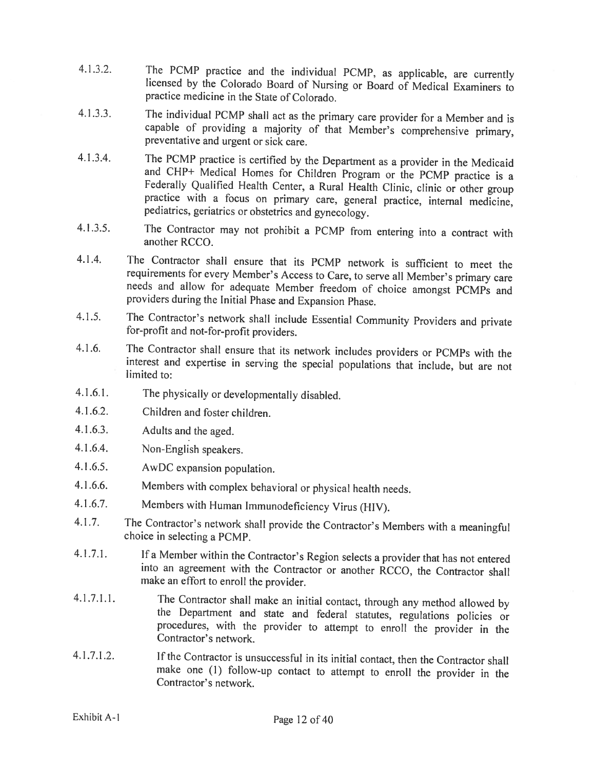4.1.3.2. The PCMP practice and the individual PCMP, as applicable, are currently licensed by the Colorado Board of Nursing or Board of Medical Examiners to practice medicine in the State of Colorado.

4.1.3.3. The individual PCMP shall act as the primary care provider for a Member and is capable of providing a majority of that Member's comprehensive primary, preventative and urgent or sick care.

4.1.3.4. The PCMP practice is certified by the Department as a provider in the Medicaid and CHP+ Medical Homes for Children Program or the PCMP practice is a Federally Qualified Health Center, a Rural Health Clinic, clinic or other group practice with a focus on primary care, general practice, internal medicine, pediatrics, geriatrics or obstetrics and gynecology.

4.1.3.5. The Contractor may not prohibit a PCMP from entering into a contract with another RCCO.

4.1.4. The Contractor shall ensure that its PCMP network is sufficient to meet the requirements for every Member's Access to Care, to serve all Member's primary care needs and allow for adequate Member freedom of choice amongst PCMPs and providers during the Initial Phase and Expansion Phase.

4.1.5. The Contractor's network shall include Essential Community Providers and private for-profit and not-for-profit providers.

4.1.6. The Contractor shall ensure that its network includes providers or PCMPs with the interest and expertise in serving the special populations that include, but are not limited to:

4.1.6.1. The physically or developmentally disabled.

4.1.6.2. Children and foster children.

4.1.6.3. Adults and the aged.

4.1.6.4. Non-English speakers.

4.1.6.5. AwDC expansion population.

4.1.6.6. Members with complex behavioral or physical health needs.

4.1.6.7. Members with Human Immunodeficiency Virus (HIV).

4.1.7. The Contractor's network shall provide the Contractor's Members with a meaningful choice in selecting a PCMP.

4.1.7.1. If a Member within the Contractor's Region selects a provider that has not entered into an agreement with the Contractor or another RCCO, the Contractor shall make an effort to enroll the provider.

4.1.7.1.1. The Contractor shall make an initial contact, through any method allowed by the Department and state and federal statutes, regulations policies or procedures, with the provider to attempt to enroll the provider in the Contractor's network.

4.1.7.1.2. If the Contractor is unsuccessful in its initial contact, then the Contractor shall make one (1) follow-up contact to attempt to enroll the provider in the Contractor's network.

Exhibit A-1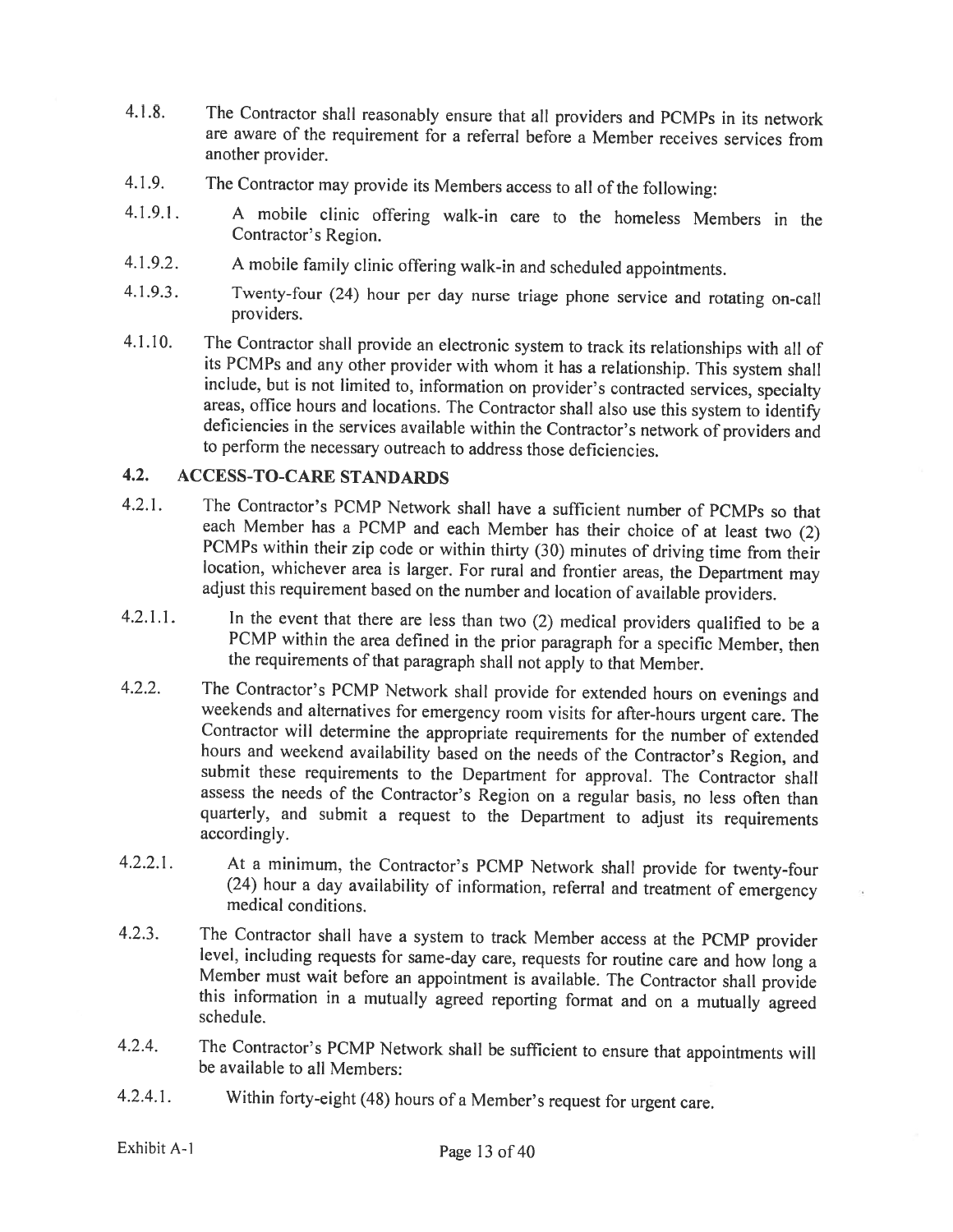4.1.8. The Contractor shall reasonably ensure that all providers and PCMPs in its network are aware of the requirement for a referral before a Member receives services from another provider.

4.1.9. The Contractor may provide its Members access to all of the following:

4.1.9.1. A mobile clinic offering walk-in care to the homeless Members in the Contractor's Region.

4.1.9.2. A mobile family clinic offering walk-in and scheduled appointments.

4.1.9.3. Twenty-four (24) hour per day nurse triage phone service and rotating on-call providers.

4.1.10. The Contractor shall provide an electronic system to track its relationships with all of its PCMPs and any other provider with whom it has a relationship. This system shall include, but is not limited to, information on provider's contracted services, specialty areas, office hours and locations. The Contractor shall also use this system to identify deficiencies in the services available within the Contractor's network of providers and to perform the necessary outreach to address those deficiencies.

## 4.2. ACCESS-TO-CARE STANDARDS

4.2.1. The Contractor's PCMP Network shall have a sufficient number of PCMPs so that each Member has a PCMP and each Member has their choice of at least two (2) PCMPs within their zip code or within thirty (30) minutes of driving time from their location, whichever area is larger. For rural and frontier areas, the Department may adjust this requirement based on the number and location of available providers.

4.2.1.1. In the event that there are less than two (2) medical providers qualified to be a PCMP within the area defined in the prior paragraph for a specific Member, then the requirements of that paragraph shall not apply to that Member.

4.2.2. The Contractor's PCMP Network shall provide for extended hours on evenings and weekends and alternatives for emergency room visits for after-hours urgent care. The Contractor will determine the appropriate requirements for the number of extended hours and weekend availability based on the needs of the Contractor's Region, and submit these requirements to the Department for approval. The Contractor shall assess the needs of the Contractor's Region on a regular basis, no less often than quarterly, and submit a request to the Department to adjust its requirements accordingly.

4.2.2.1. At a minimum, the Contractor's PCMP Network shall provide for twenty-four (24) hour a day availability of information, referral and treatment of emergency medical conditions.

4.2.3. The Contractor shall have a system to track Member access at the PCMP provider level, including requests for same-day care, requests for routine care and how long a Member must wait before an appointment is available. The Contractor shall provide this information in a mutually agreed reporting format and on a mutually agreed schedule.

4.2.4. The Contractor's PCMP Network shall be sufficient to ensure that appointments will be available to all Members:

4.2.4.1. Within forty-eight (48) hours of a Member's request for urgent care.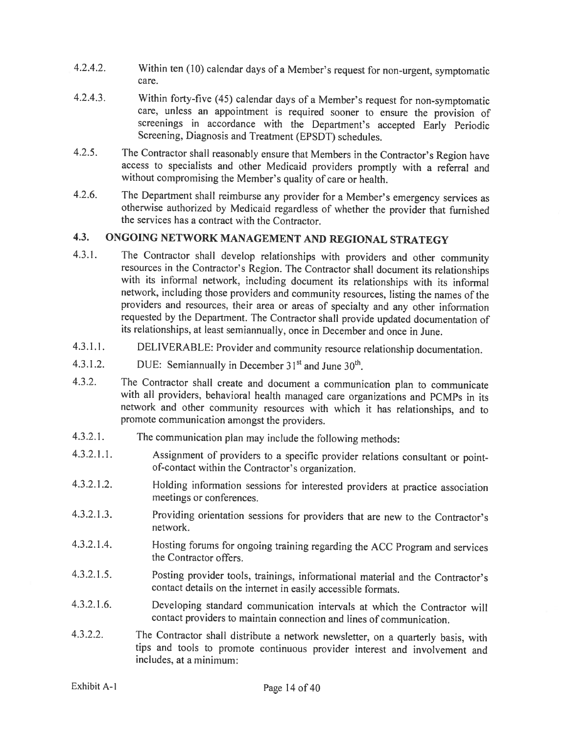4.2.4.2. Within ten (10) calendar days of a Member's request for non-urgent, symptomatic care.

4.2.4.3. Within forty-five (45) calendar days of a Member's request for non-symptomatic care, unless an appointment is required sooner to ensure the provision of screenings in accordance with the Department's accepted Early Periodic Screening, Diagnosis and Treatment (EPSDT) schedules.

4.2.5. The Contractor shall reasonably ensure that Members in the Contractor's Region have access to specialists and other Medicaid providers promptly with a referral and without compromising the Member's quality of care or health.

4.2.6. The Department shall reimburse any provider for a Member's emergency services as otherwise authorized by Medicaid regardless of whether the provider that furnished the services has a contract with the Contractor.

## 4.3. ONGOING NETWORK MANAGEMENT AND REGIONAL STRATEGY

4.3.1. The Contractor shall develop relationships with providers and other community resources in the Contractor's Region. The Contractor shall document its relationships with its informal network, including document its relationships with its informal network, including those providers and community resources, listing the names of the providers and resources, their area or areas of specialty and any other information requested by the Department. The Contractor shall provide updated documentation of its relationships, at least semiannually, once in December and once in June.

4.3.1.1. DELIVERABLE: Provider and community resource relationship documentation.

4.3.1.2. DUE: Semiannually in December 31st and June 30th.

4.3.2. The Contractor shall create and document a communication plan to communicate with all providers, behavioral health managed care organizations and PCMPs in its network and other community resources with which it has relationships, and to promote communication amongst the providers.

4.3.2.1. The communication plan may include the following methods:

4.3.2.1.1. Assignment of providers to a specific provider relations consultant or point-of-contact within the Contractor's organization.

4.3.2.1.2. Holding information sessions for interested providers at practice association meetings or conferences.

4.3.2.1.3. Providing orientation sessions for providers that are new to the Contractor's network.

4.3.2.1.4. Hosting forums for ongoing training regarding the ACC Program and services the Contractor offers.

4.3.2.1.5. Posting provider tools, trainings, informational material and the Contractor's contact details on the internet in easily accessible formats.

4.3.2.1.6. Developing standard communication intervals at which the Contractor will contact providers to maintain connection and lines of communication.

4.3.2.2. The Contractor shall distribute a network newsletter, on a quarterly basis, with tips and tools to promote continuous provider interest and involvement and includes, at a minimum: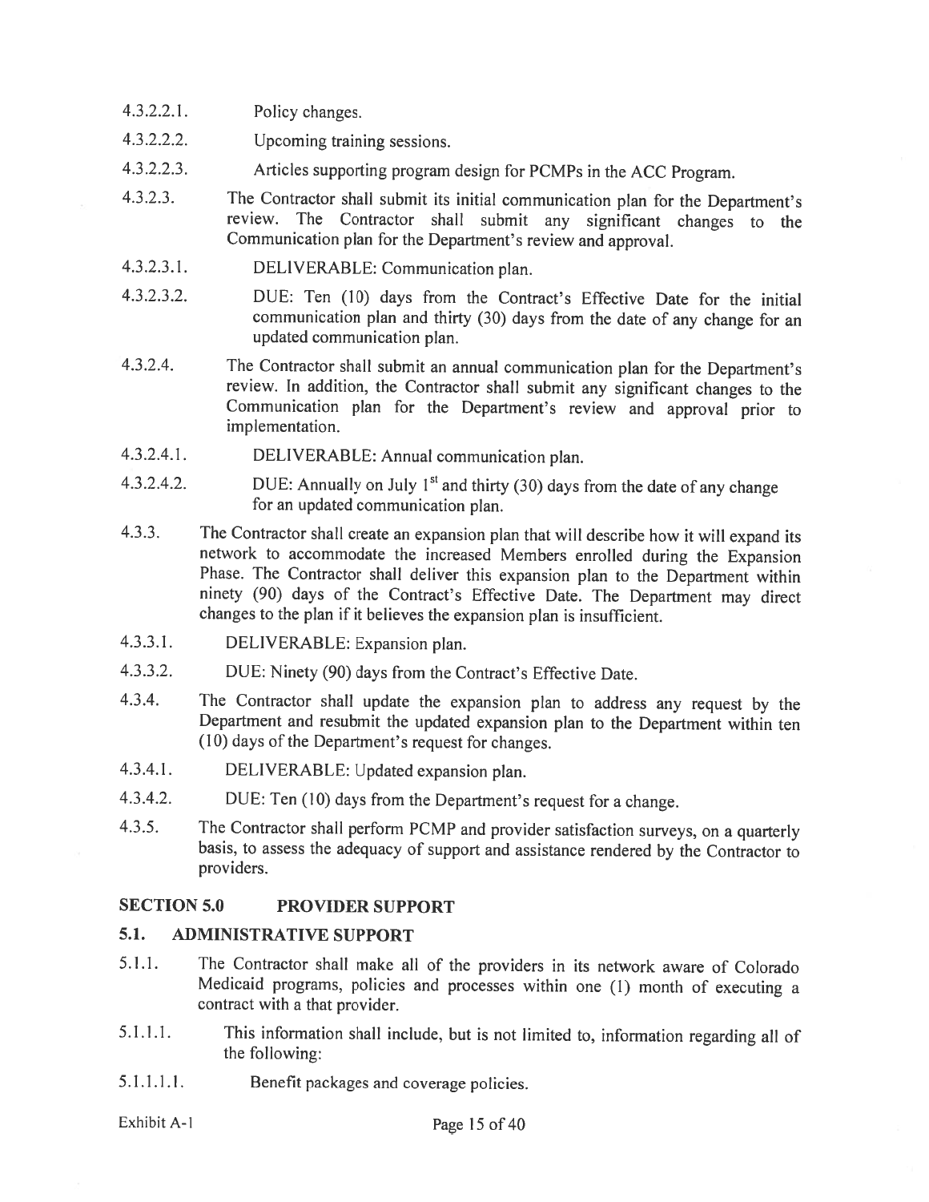4.3.2.2.1. Policy changes.

4.3.2.2.2. Upcoming training sessions.

4.3.2.2.3. Articles supporting program design for PCMPs in the ACC Program.

4.3.2.3. The Contractor shall submit its initial communication plan for the Department's review. The Contractor shall submit any significant changes to the Communication plan for the Department's review and approval.

4.3.2.3.1. DELIVERABLE: Communication plan.

4.3.2.3.2. DUE: Ten (10) days from the Contract's Effective Date for the initial communication plan and thirty (30) days from the date of any change for an updated communication plan.

4.3.2.4. The Contractor shall submit an annual communication plan for the Department's review. In addition, the Contractor shall submit any significant changes to the Communication plan for the Department's review and approval prior to implementation.

4.3.2.4.1. DELIVERABLE: Annual communication plan.

4.3.2.4.2. DUE: Annually on July 1st and thirty (30) days from the date of any change for an updated communication plan.

4.3.3. The Contractor shall create an expansion plan that will describe how it will expand its network to accommodate the increased Members enrolled during the Expansion Phase. The Contractor shall deliver this expansion plan to the Department within ninety (90) days of the Contract's Effective Date. The Department may direct changes to the plan if it believes the expansion plan is insufficient.

4.3.3.1. DELIVERABLE: Expansion plan.

4.3.3.2. DUE: Ninety (90) days from the Contract's Effective Date.

4.3.4. The Contractor shall update the expansion plan to address any request by the Department and resubmit the updated expansion plan to the Department within ten (10) days of the Department's request for changes.

4.3.4.1. DELIVERABLE: Updated expansion plan.

4.3.4.2. DUE: Ten (10) days from the Department's request for a change.

4.3.5. The Contractor shall perform PCMP and provider satisfaction surveys, on a quarterly basis, to assess the adequacy of support and assistance rendered by the Contractor to providers.

## SECTION 5.0 PROVIDER SUPPORT

### 5.1. ADMINISTRATIVE SUPPORT

5.1.1. The Contractor shall make all of the providers in its network aware of Colorado Medicaid programs, policies and processes within one (1) month of executing a contract with a that provider.

5.1.1.1. This information shall include, but is not limited to, information regarding all of the following:

5.1.1.1.1. Benefit packages and coverage policies.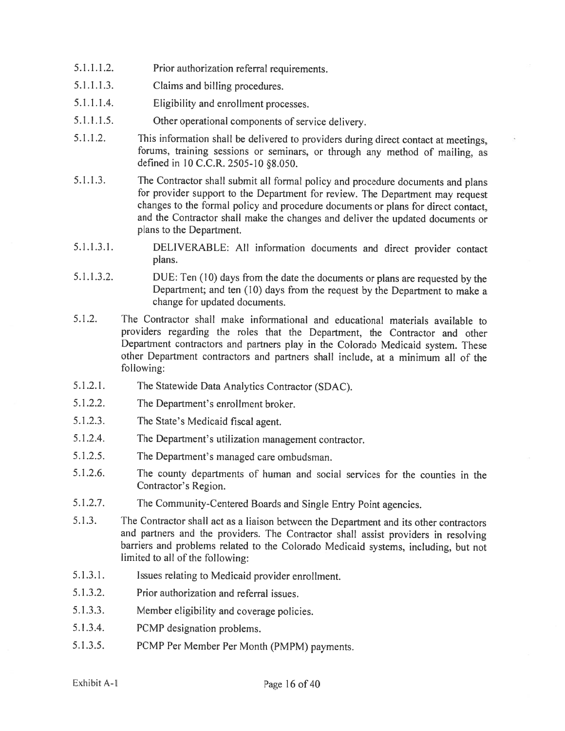5.1.1.1.2. Prior authorization referral requirements.

5.1.1.1.3. Claims and billing procedures.

5.1.1.1.4. Eligibility and enrollment processes.

5.1.1.1.5. Other operational components of service delivery.

5.1.1.2. This information shall be delivered to providers during direct contact at meetings, forums, training sessions or seminars, or through any method of mailing, as defined in 10 C.C.R. 2505-10 §8.050.

5.1.1.3. The Contractor shall submit all formal policy and procedure documents and plans for provider support to the Department for review. The Department may request changes to the formal policy and procedure documents or plans for direct contact, and the Contractor shall make the changes and deliver the updated documents or plans to the Department.

5.1.1.3.1. DELIVERABLE: All information documents and direct provider contact plans.

5.1.1.3.2. DUE: Ten (10) days from the date the documents or plans are requested by the Department; and ten (10) days from the request by the Department to make a change for updated documents.

5.1.2. The Contractor shall make informational and educational materials available to providers regarding the roles that the Department, the Contractor and other Department contractors and partners play in the Colorado Medicaid system. These other Department contractors and partners shall include, at a minimum all of the following:

5.1.2.1. The Statewide Data Analytics Contractor (SDAC).

5.1.2.2. The Department's enrollment broker.

5.1.2.3. The State's Medicaid fiscal agent.

5.1.2.4. The Department's utilization management contractor.

5.1.2.5. The Department's managed care ombudsman.

5.1.2.6. The county departments of human and social services for the counties in the Contractor's Region.

5.1.2.7. The Community-Centered Boards and Single Entry Point agencies.

5.1.3. The Contractor shall act as a liaison between the Department and its other contractors and partners and the providers. The Contractor shall assist providers in resolving barriers and problems related to the Colorado Medicaid systems, including, but not limited to all of the following:

5.1.3.1. Issues relating to Medicaid provider enrollment.

5.1.3.2. Prior authorization and referral issues.

5.1.3.3. Member eligibility and coverage policies.

5.1.3.4. PCMP designation problems.

5.1.3.5. PCMP Per Member Per Month (PMPM) payments.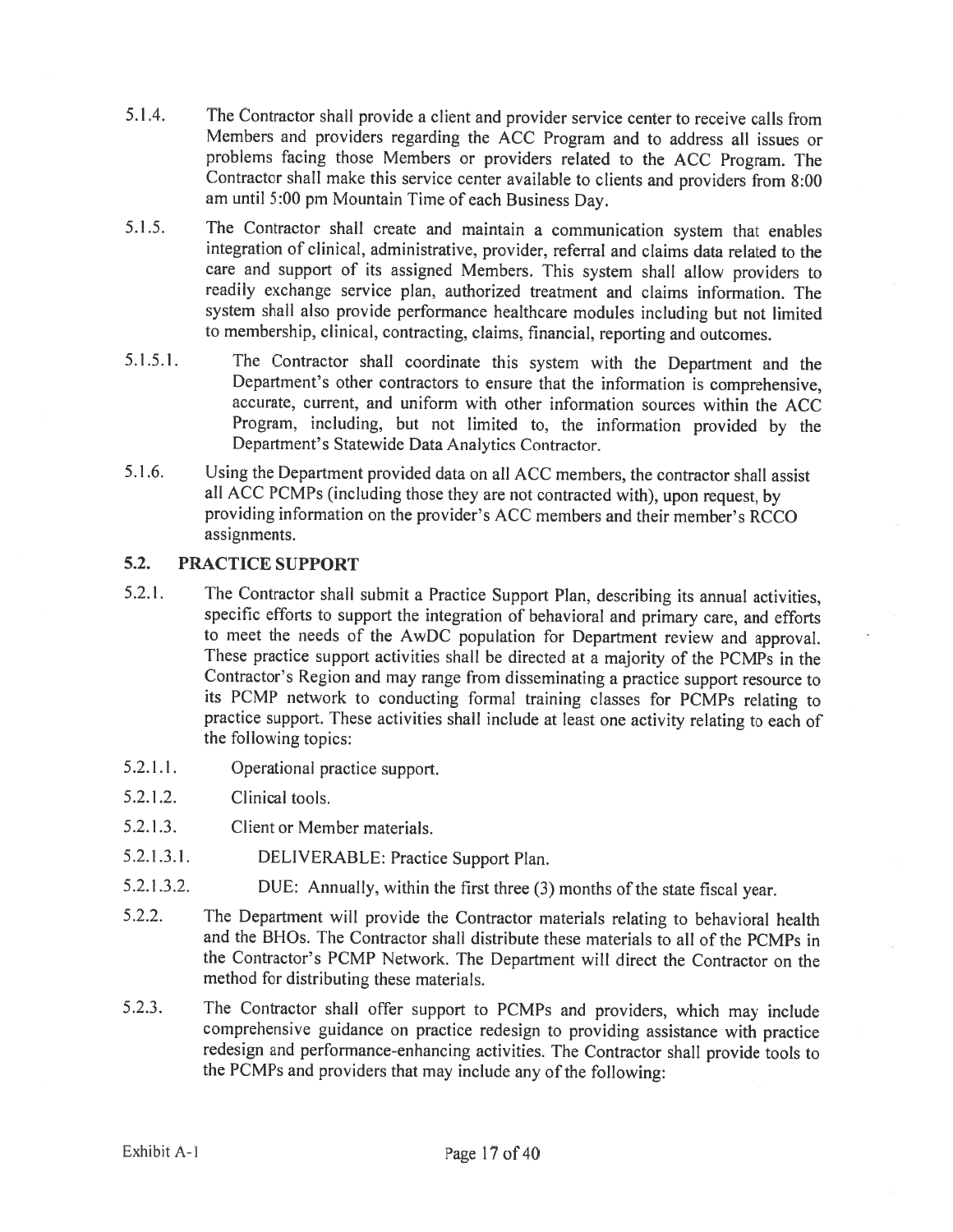5.1.4. The Contractor shall provide a client and provider service center to receive calls from Members and providers regarding the ACC Program and to address all issues or problems facing those Members or providers related to the ACC Program. The Contractor shall make this service center available to clients and providers from 8:00 am until 5:00 pm Mountain Time of each Business Day.

5.1.5. The Contractor shall create and maintain a communication system that enables integration of clinical, administrative, provider, referral and claims data related to the care and support of its assigned Members. This system shall allow providers to readily exchange service plan, authorized treatment and claims information. The system shall also provide performance healthcare modules including but not limited to membership, clinical, contracting, claims, financial, reporting and outcomes.

5.1.5.1. The Contractor shall coordinate this system with the Department and the Department's other contractors to ensure that the information is comprehensive, accurate, current, and uniform with other information sources within the ACC Program, including, but not limited to, the information provided by the Department's Statewide Data Analytics Contractor.

5.1.6. Using the Department provided data on all ACC members, the contractor shall assist all ACC PCMPs (including those they are not contracted with), upon request, by providing information on the provider's ACC members and their member's RCCO assignments.

## 5.2. PRACTICE SUPPORT

5.2.1. The Contractor shall submit a Practice Support Plan, describing its annual activities, specific efforts to support the integration of behavioral and primary care, and efforts to meet the needs of the AwDC population for Department review and approval. These practice support activities shall be directed at a majority of the PCMPs in the Contractor's Region and may range from disseminating a practice support resource to its PCMP network to conducting formal training classes for PCMPs relating to practice support. These activities shall include at least one activity relating to each of the following topics:

5.2.1.1. Operational practice support.

5.2.1.2. Clinical tools.

5.2.1.3. Client or Member materials.

5.2.1.3.1. DELIVERABLE: Practice Support Plan.

5.2.1.3.2. DUE: Annually, within the first three (3) months of the state fiscal year.

5.2.2. The Department will provide the Contractor materials relating to behavioral health and the BHOs. The Contractor shall distribute these materials to all of the PCMPs in the Contractor's PCMP Network. The Department will direct the Contractor on the method for distributing these materials.

5.2.3. The Contractor shall offer support to PCMPs and providers, which may include comprehensive guidance on practice redesign to providing assistance with practice redesign and performance-enhancing activities. The Contractor shall provide tools to the PCMPs and providers that may include any of the following: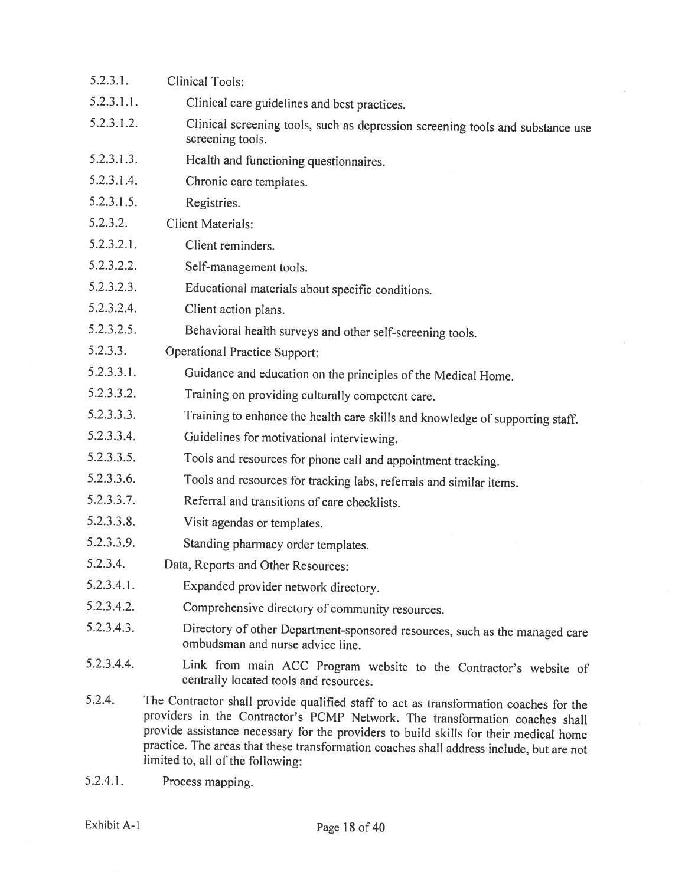5.2.3.1. Clinical Tools:

5.2.3.1.1. Clinical care guidelines and best practices.

5.2.3.1.2. Clinical screening tools, such as depression screening tools and substance use screening tools.

5.2.3.1.3. Health and functioning questionnaires.

5.2.3.1.4. Chronic care templates.

5.2.3.1.5. Registries.

5.2.3.2. Client Materials:

5.2.3.2.1. Client reminders.

5.2.3.2.2. Self-management tools.

5.2.3.2.3. Educational materials about specific conditions.

5.2.3.2.4. Client action plans.

5.2.3.2.5. Behavioral health surveys and other self-screening tools.

5.2.3.3. Operational Practice Support:

5.2.3.3.1. Guidance and education on the principles of the Medical Home.

5.2.3.3.2. Training on providing culturally competent care.

5.2.3.3.3. Training to enhance the health care skills and knowledge of supporting staff.

5.2.3.3.4. Guidelines for motivational interviewing.

5.2.3.3.5. Tools and resources for phone call and appointment tracking.

5.2.3.3.6. Tools and resources for tracking labs, referrals and similar items.

5.2.3.3.7. Referral and transitions of care checklists.

5.2.3.3.8. Visit agendas or templates.

5.2.3.3.9. Standing pharmacy order templates.

5.2.3.4. Data, Reports and Other Resources:

5.2.3.4.1. Expanded provider network directory.

5.2.3.4.2. Comprehensive directory of community resources.

5.2.3.4.3. Directory of other Department-sponsored resources, such as the managed care ombudsman and nurse advice line.

5.2.3.4.4. Link from main ACC Program website to the Contractor's website of centrally located tools and resources.

5.2.4. The Contractor shall provide qualified staff to act as transformation coaches for the providers in the Contractor's PCMP Network. The transformation coaches shall provide assistance necessary for the providers to build skills for their medical home practice. The areas that these transformation coaches shall address include, but are not limited to, all of the following:

5.2.4.1. Process mapping.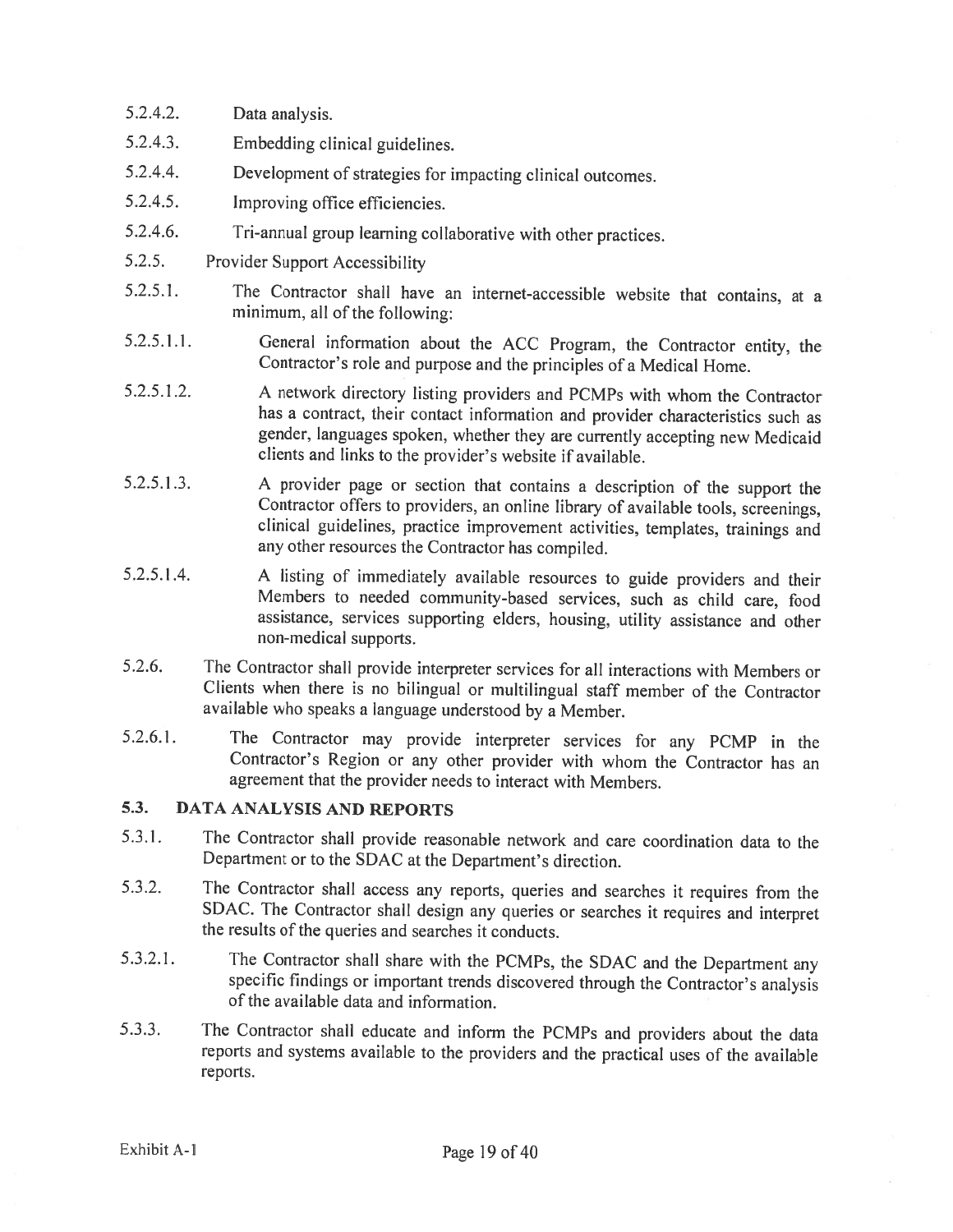5.2.4.2. Data analysis.

5.2.4.3. Embedding clinical guidelines.

5.2.4.4. Development of strategies for impacting clinical outcomes.

5.2.4.5. Improving office efficiencies.

5.2.4.6. Tri-annual group learning collaborative with other practices.

5.2.5. Provider Support Accessibility

5.2.5.1. The Contractor shall have an internet-accessible website that contains, at a minimum, all of the following:

5.2.5.1.1. General information about the ACC Program, the Contractor entity, the Contractor's role and purpose and the principles of a Medical Home.

5.2.5.1.2. A network directory listing providers and PCMPs with whom the Contractor has a contract, their contact information and provider characteristics such as gender, languages spoken, whether they are currently accepting new Medicaid clients and links to the provider's website if available.

5.2.5.1.3. A provider page or section that contains a description of the support the Contractor offers to providers, an online library of available tools, screenings, clinical guidelines, practice improvement activities, templates, trainings and any other resources the Contractor has compiled.

5.2.5.1.4. A listing of immediately available resources to guide providers and their Members to needed community-based services, such as child care, food assistance, services supporting elders, housing, utility assistance and other non-medical supports.

5.2.6. The Contractor shall provide interpreter services for all interactions with Members or Clients when there is no bilingual or multilingual staff member of the Contractor available who speaks a language understood by a Member.

5.2.6.1. The Contractor may provide interpreter services for any PCMP in the Contractor's Region or any other provider with whom the Contractor has an agreement that the provider needs to interact with Members.

## 5.3. DATA ANALYSIS AND REPORTS

5.3.1. The Contractor shall provide reasonable network and care coordination data to the Department or to the SDAC at the Department's direction.

5.3.2. The Contractor shall access any reports, queries and searches it requires from the SDAC. The Contractor shall design any queries or searches it requires and interpret the results of the queries and searches it conducts.

5.3.2.1. The Contractor shall share with the PCMPs, the SDAC and the Department any specific findings or important trends discovered through the Contractor's analysis of the available data and information.

5.3.3. The Contractor shall educate and inform the PCMPs and providers about the data reports and systems available to the providers and the practical uses of the available reports.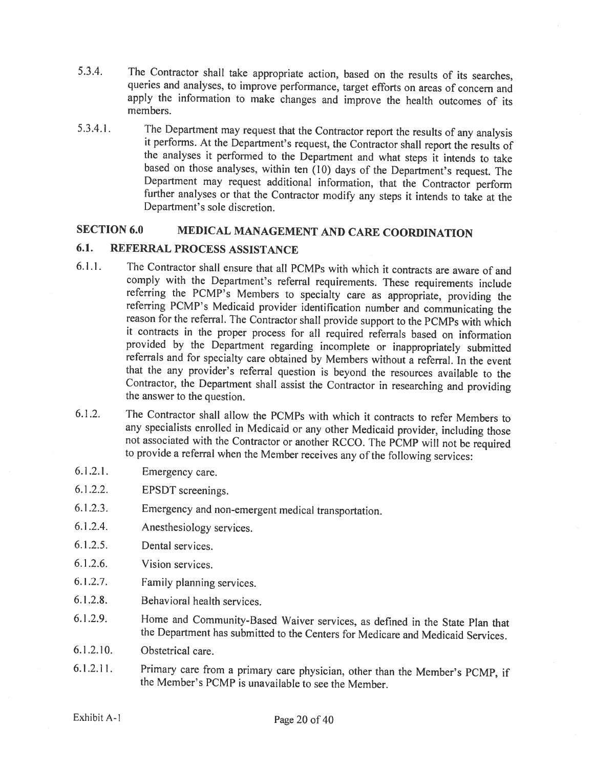5.3.4. The Contractor shall take appropriate action, based on the results of its searches, queries and analyses, to improve performance, target efforts on areas of concern and apply the information to make changes and improve the health outcomes of its members.

5.3.4.1. The Department may request that the Contractor report the results of any analysis it performs. At the Department's request, the Contractor shall report the results of the analyses it performed to the Department and what steps it intends to take based on those analyses, within ten (10) days of the Department's request. The Department may request additional information, that the Contractor perform further analyses or that the Contractor modify any steps it intends to take at the Department's sole discretion.

## SECTION 6.0 MEDICAL MANAGEMENT AND CARE COORDINATION

### 6.1. REFERRAL PROCESS ASSISTANCE

6.1.1. The Contractor shall ensure that all PCMPs with which it contracts are aware of and comply with the Department's referral requirements. These requirements include referring the PCMP's Members to specialty care as appropriate, providing the referring PCMP's Medicaid provider identification number and communicating the reason for the referral. The Contractor shall provide support to the PCMPs with which it contracts in the proper process for all required referrals based on information provided by the Department regarding incomplete or inappropriately submitted referrals and for specialty care obtained by Members without a referral. In the event that the any provider's referral question is beyond the resources available to the Contractor, the Department shall assist the Contractor in researching and providing the answer to the question.

6.1.2. The Contractor shall allow the PCMPs with which it contracts to refer Members to any specialists enrolled in Medicaid or any other Medicaid provider, including those not associated with the Contractor or another RCCO. The PCMP will not be required to provide a referral when the Member receives any of the following services:

6.1.2.1. Emergency care.

6.1.2.2. EPSDT screenings.

6.1.2.3. Emergency and non-emergent medical transportation.

6.1.2.4. Anesthesiology services.

6.1.2.5. Dental services.

6.1.2.6. Vision services.

6.1.2.7. Family planning services.

6.1.2.8. Behavioral health services.

6.1.2.9. Home and Community-Based Waiver services, as defined in the State Plan that the Department has submitted to the Centers for Medicare and Medicaid Services.

6.1.2.10. Obstetrical care.

6.1.2.11. Primary care from a primary care physician, other than the Member's PCMP, if the Member's PCMP is unavailable to see the Member.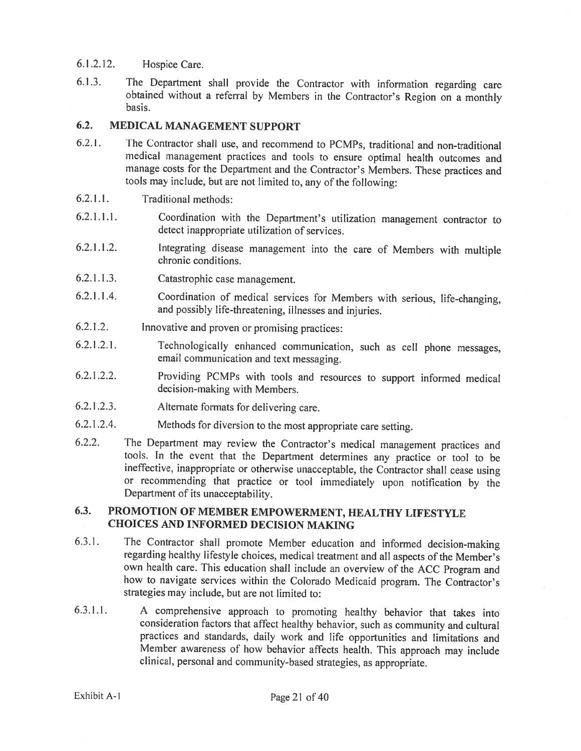6.1.2.12. Hospice Care.

6.1.3. The Department shall provide the Contractor with information regarding care obtained without a referral by Members in the Contractor's Region on a monthly basis.

## 6.2. MEDICAL MANAGEMENT SUPPORT

6.2.1. The Contractor shall use, and recommend to PCMPs, traditional and non-traditional medical management practices and tools to ensure optimal health outcomes and manage costs for the Department and the Contractor's Members. These practices and tools may include, but are not limited to, any of the following:

6.2.1.1. Traditional methods:

6.2.1.1.1. Coordination with the Department's utilization management contractor to detect inappropriate utilization of services.

6.2.1.1.2. Integrating disease management into the care of Members with multiple chronic conditions.

6.2.1.1.3. Catastrophic case management.

6.2.1.1.4. Coordination of medical services for Members with serious, life-changing, and possibly life-threatening, illnesses and injuries.

6.2.1.2. Innovative and proven or promising practices:

6.2.1.2.1. Technologically enhanced communication, such as cell phone messages, email communication and text messaging.

6.2.1.2.2. Providing PCMPs with tools and resources to support informed medical decision-making with Members.

6.2.1.2.3. Alternate formats for delivering care.

6.2.1.2.4. Methods for diversion to the most appropriate care setting.

6.2.2. The Department may review the Contractor's medical management practices and tools. In the event that the Department determines any practice or tool to be ineffective, inappropriate or otherwise unacceptable, the Contractor shall cease using or recommending that practice or tool immediately upon notification by the Department of its unacceptability.

## 6.3. PROMOTION OF MEMBER EMPOWERMENT, HEALTHY LIFESTYLE CHOICES AND INFORMED DECISION MAKING

6.3.1. The Contractor shall promote Member education and informed decision-making regarding healthy lifestyle choices, medical treatment and all aspects of the Member's own health care. This education shall include an overview of the ACC Program and how to navigate services within the Colorado Medicaid program. The Contractor's strategies may include, but are not limited to:

6.3.1.1. A comprehensive approach to promoting healthy behavior that takes into consideration factors that affect healthy behavior, such as community and cultural practices and standards, daily work and life opportunities and limitations and Member awareness of how behavior affects health. This approach may include clinical, personal and community-based strategies, as appropriate.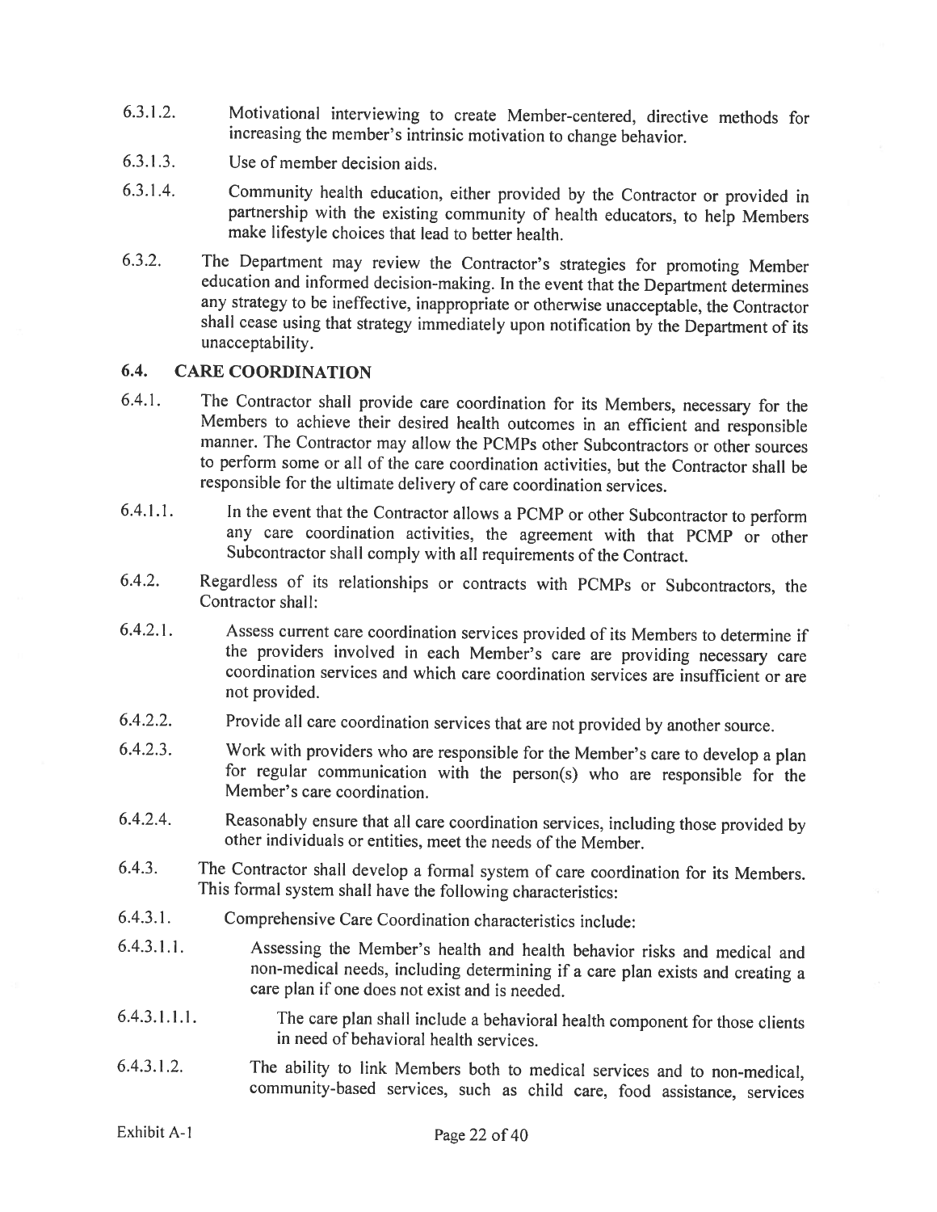6.3.1.2. Motivational interviewing to create Member-centered, directive methods for increasing the member's intrinsic motivation to change behavior.

6.3.1.3. Use of member decision aids.

6.3.1.4. Community health education, either provided by the Contractor or provided in partnership with the existing community of health educators, to help Members make lifestyle choices that lead to better health.

6.3.2. The Department may review the Contractor's strategies for promoting Member education and informed decision-making. In the event that the Department determines any strategy to be ineffective, inappropriate or otherwise unacceptable, the Contractor shall cease using that strategy immediately upon notification by the Department of its unacceptability.

## 6.4. CARE COORDINATION

6.4.1. The Contractor shall provide care coordination for its Members, necessary for the Members to achieve their desired health outcomes in an efficient and responsible manner. The Contractor may allow the PCMPs other Subcontractors or other sources to perform some or all of the care coordination activities, but the Contractor shall be responsible for the ultimate delivery of care coordination services.

6.4.1.1. In the event that the Contractor allows a PCMP or other Subcontractor to perform any care coordination activities, the agreement with that PCMP or other Subcontractor shall comply with all requirements of the Contract.

6.4.2. Regardless of its relationships or contracts with PCMPs or Subcontractors, the Contractor shall:

6.4.2.1. Assess current care coordination services provided of its Members to determine if the providers involved in each Member's care are providing necessary care coordination services and which care coordination services are insufficient or are not provided.

6.4.2.2. Provide all care coordination services that are not provided by another source.

6.4.2.3. Work with providers who are responsible for the Member's care to develop a plan for regular communication with the person(s) who are responsible for the Member's care coordination.

6.4.2.4. Reasonably ensure that all care coordination services, including those provided by other individuals or entities, meet the needs of the Member.

6.4.3. The Contractor shall develop a formal system of care coordination for its Members. This formal system shall have the following characteristics:

6.4.3.1. Comprehensive Care Coordination characteristics include:

6.4.3.1.1. Assessing the Member's health and health behavior risks and medical and non-medical needs, including determining if a care plan exists and creating a care plan if one does not exist and is needed.

6.4.3.1.1.1. The care plan shall include a behavioral health component for those clients in need of behavioral health services.

6.4.3.1.2. The ability to link Members both to medical services and to non-medical, community-based services, such as child care, food assistance, services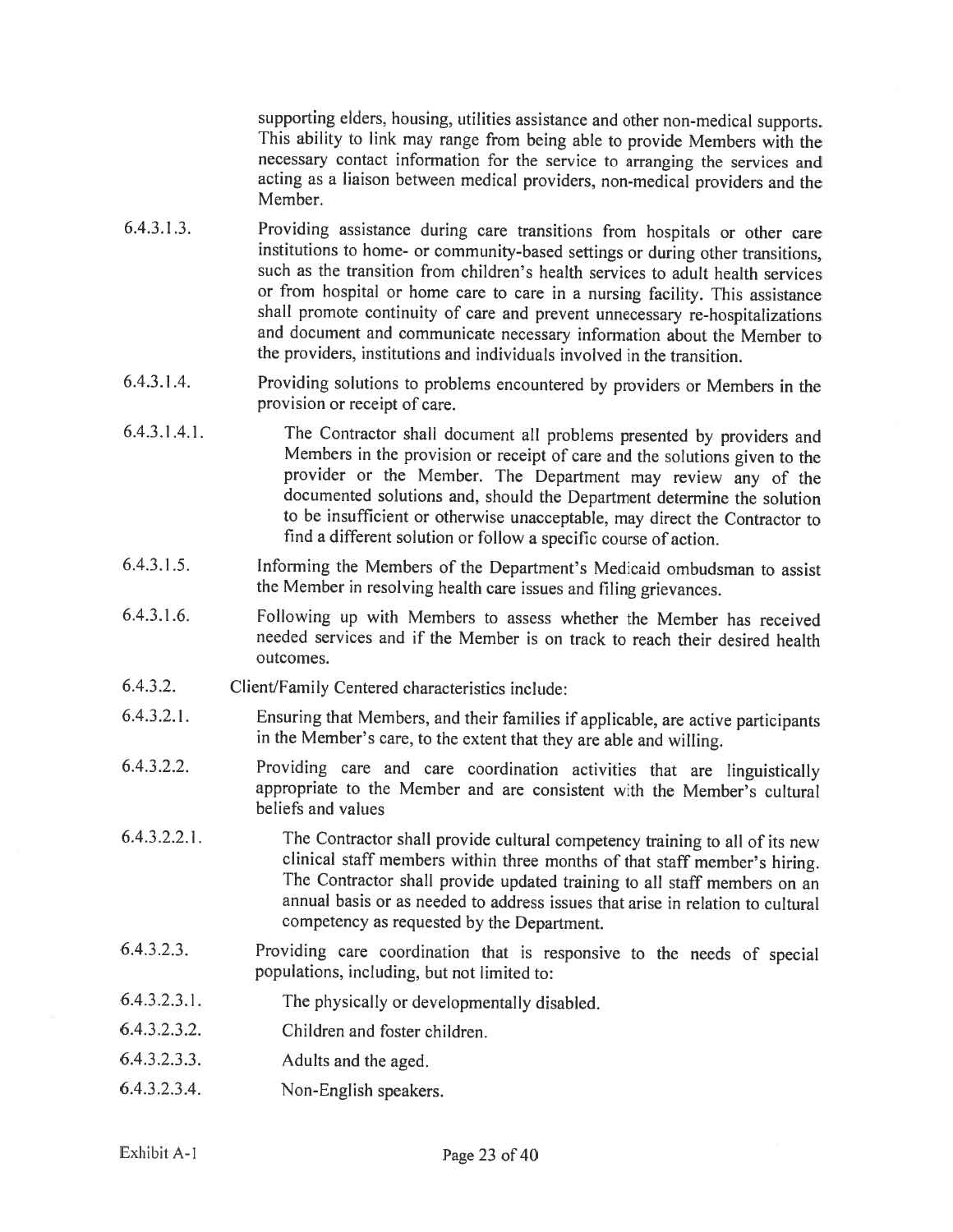supporting elders, housing, utilities assistance and other non-medical supports. This ability to link may range from being able to provide Members with the necessary contact information for the service to arranging the services and acting as a liaison between medical providers, non-medical providers and the Member.

6.4.3.1.3. Providing assistance during care transitions from hospitals or other care institutions to home- or community-based settings or during other transitions, such as the transition from children's health services to adult health services or from hospital or home care to care in a nursing facility. This assistance shall promote continuity of care and prevent unnecessary re-hospitalizations and document and communicate necessary information about the Member to the providers, institutions and individuals involved in the transition.

6.4.3.1.4. Providing solutions to problems encountered by providers or Members in the provision or receipt of care.

6.4.3.1.4.1. The Contractor shall document all problems presented by providers and Members in the provision or receipt of care and the solutions given to the provider or the Member. The Department may review any of the documented solutions and, should the Department determine the solution to be insufficient or otherwise unacceptable, may direct the Contractor to find a different solution or follow a specific course of action.

6.4.3.1.5. Informing the Members of the Department's Medicaid ombudsman to assist the Member in resolving health care issues and filing grievances.

6.4.3.1.6. Following up with Members to assess whether the Member has received needed services and if the Member is on track to reach their desired health outcomes.

6.4.3.2. Client/Family Centered characteristics include:

6.4.3.2.1. Ensuring that Members, and their families if applicable, are active participants in the Member's care, to the extent that they are able and willing.

6.4.3.2.2. Providing care and care coordination activities that are linguistically appropriate to the Member and are consistent with the Member's cultural beliefs and values

6.4.3.2.2.1. The Contractor shall provide cultural competency training to all of its new clinical staff members within three months of that staff member's hiring. The Contractor shall provide updated training to all staff members on an annual basis or as needed to address issues that arise in relation to cultural competency as requested by the Department.

6.4.3.2.3. Providing care coordination that is responsive to the needs of special populations, including, but not limited to:

6.4.3.2.3.1. The physically or developmentally disabled.

6.4.3.2.3.2. Children and foster children.

6.4.3.2.3.3. Adults and the aged.

6.4.3.2.3.4. Non-English speakers.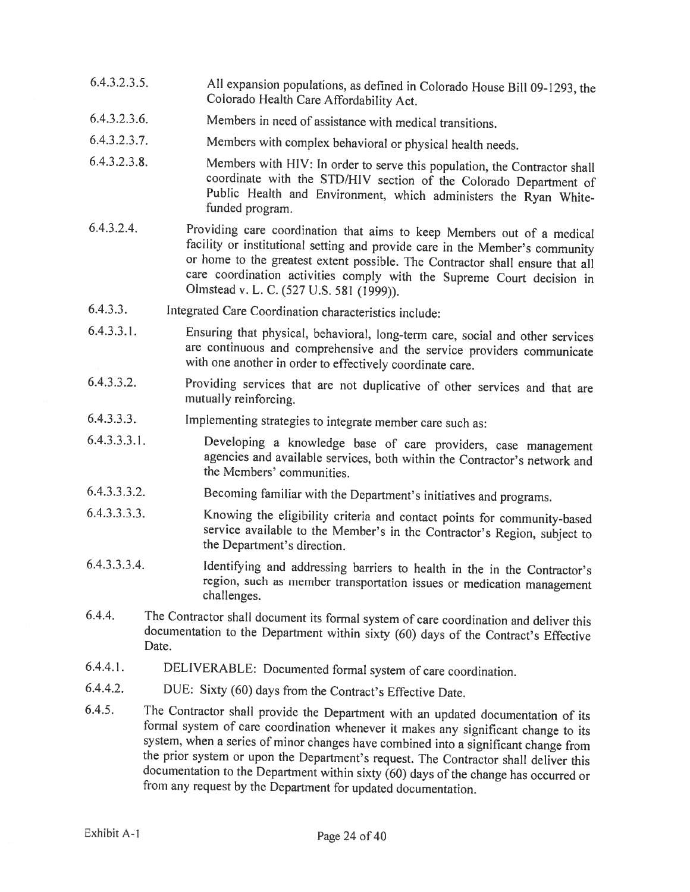6.4.3.2.3.5. All expansion populations, as defined in Colorado House Bill 09-1293, the Colorado Health Care Affordability Act.

6.4.3.2.3.6. Members in need of assistance with medical transitions.

6.4.3.2.3.7. Members with complex behavioral or physical health needs.

6.4.3.2.3.8. Members with HIV: In order to serve this population, the Contractor shall coordinate with the STD/HIV section of the Colorado Department of Public Health and Environment, which administers the Ryan White-funded program.

6.4.3.2.4. Providing care coordination that aims to keep Members out of a medical facility or institutional setting and provide care in the Member's community or home to the greatest extent possible. The Contractor shall ensure that all care coordination activities comply with the Supreme Court decision in Olmstead v. L. C. (527 U.S. 581 (1999)).

6.4.3.3. Integrated Care Coordination characteristics include:

6.4.3.3.1. Ensuring that physical, behavioral, long-term care, social and other services are continuous and comprehensive and the service providers communicate with one another in order to effectively coordinate care.

6.4.3.3.2. Providing services that are not duplicative of other services and that are mutually reinforcing.

6.4.3.3.3. Implementing strategies to integrate member care such as:

6.4.3.3.3.1. Developing a knowledge base of care providers, case management agencies and available services, both within the Contractor's network and the Members' communities.

6.4.3.3.3.2. Becoming familiar with the Department's initiatives and programs.

6.4.3.3.3.3. Knowing the eligibility criteria and contact points for community-based service available to the Member's in the Contractor's Region, subject to the Department's direction.

6.4.3.3.3.4. Identifying and addressing barriers to health in the in the Contractor's region, such as member transportation issues or medication management challenges.

6.4.4. The Contractor shall document its formal system of care coordination and deliver this documentation to the Department within sixty (60) days of the Contract's Effective Date.

6.4.4.1. DELIVERABLE: Documented formal system of care coordination.

6.4.4.2. DUE: Sixty (60) days from the Contract's Effective Date.

6.4.5. The Contractor shall provide the Department with an updated documentation of its formal system of care coordination whenever it makes any significant change to its system, when a series of minor changes have combined into a significant change from the prior system or upon the Department's request. The Contractor shall deliver this documentation to the Department within sixty (60) days of the change has occurred or from any request by the Department for updated documentation.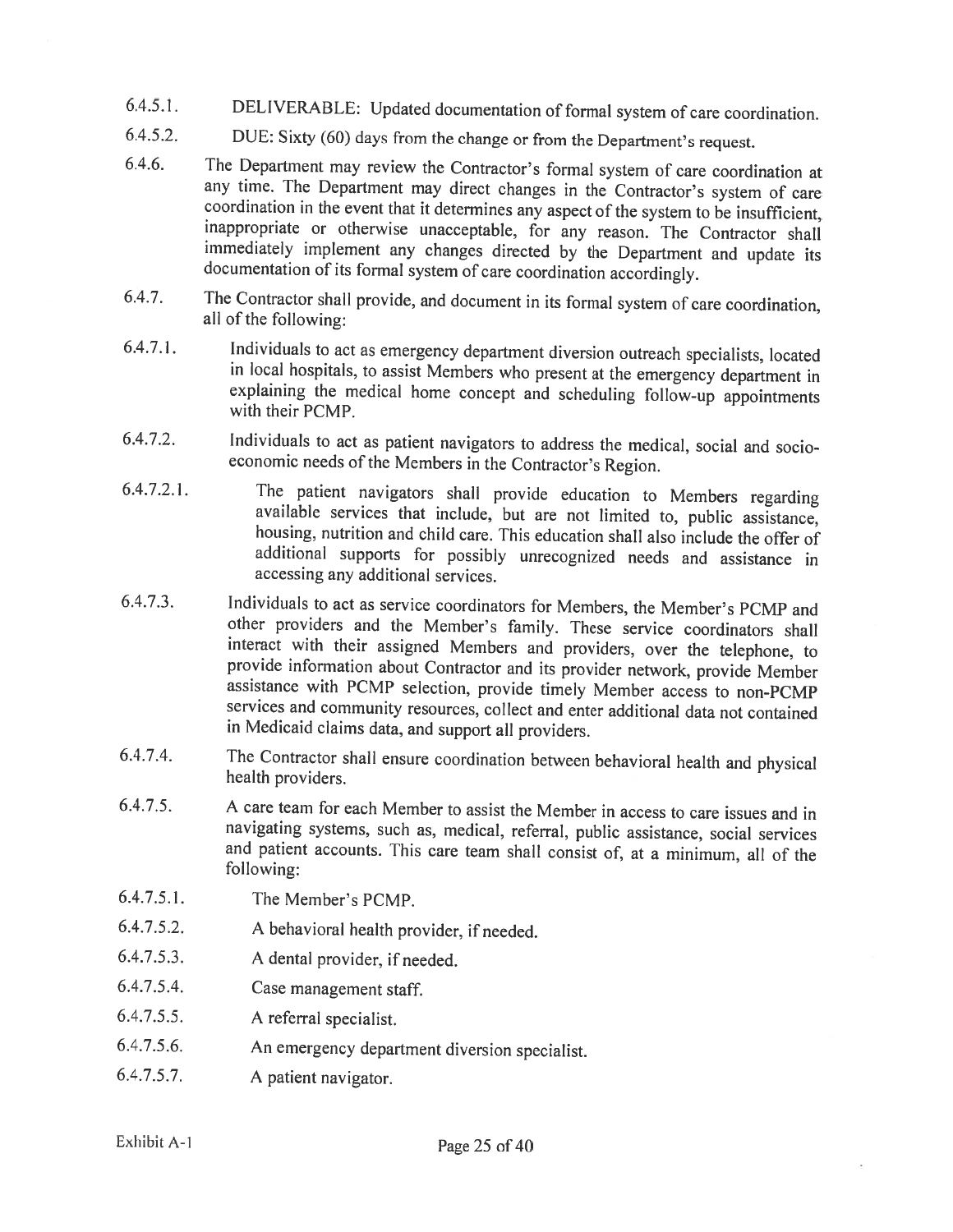6.4.5.1. DELIVERABLE: Updated documentation of formal system of care coordination.

6.4.5.2. DUE: Sixty (60) days from the change or from the Department's request.

6.4.6. The Department may review the Contractor's formal system of care coordination at any time. The Department may direct changes in the Contractor's system of care coordination in the event that it determines any aspect of the system to be insufficient, inappropriate or otherwise unacceptable, for any reason. The Contractor shall immediately implement any changes directed by the Department and update its documentation of its formal system of care coordination accordingly.

6.4.7. The Contractor shall provide, and document in its formal system of care coordination, all of the following:

6.4.7.1. Individuals to act as emergency department diversion outreach specialists, located in local hospitals, to assist Members who present at the emergency department in explaining the medical home concept and scheduling follow-up appointments with their PCMP.

6.4.7.2. Individuals to act as patient navigators to address the medical, social and socio-economic needs of the Members in the Contractor's Region.

6.4.7.2.1. The patient navigators shall provide education to Members regarding available services that include, but are not limited to, public assistance, housing, nutrition and child care. This education shall also include the offer of additional supports for possibly unrecognized needs and assistance in accessing any additional services.

6.4.7.3. Individuals to act as service coordinators for Members, the Member's PCMP and other providers and the Member's family. These service coordinators shall interact with their assigned Members and providers, over the telephone, to provide information about Contractor and its provider network, provide Member assistance with PCMP selection, provide timely Member access to non-PCMP services and community resources, collect and enter additional data not contained in Medicaid claims data, and support all providers.

6.4.7.4. The Contractor shall ensure coordination between behavioral health and physical health providers.

6.4.7.5. A care team for each Member to assist the Member in access to care issues and in navigating systems, such as, medical, referral, public assistance, social services and patient accounts. This care team shall consist of, at a minimum, all of the following:

6.4.7.5.1. The Member's PCMP.

6.4.7.5.2. A behavioral health provider, if needed.

6.4.7.5.3. A dental provider, if needed.

6.4.7.5.4. Case management staff.

6.4.7.5.5. A referral specialist.

6.4.7.5.6. An emergency department diversion specialist.

6.4.7.5.7. A patient navigator.

Exhibit A-1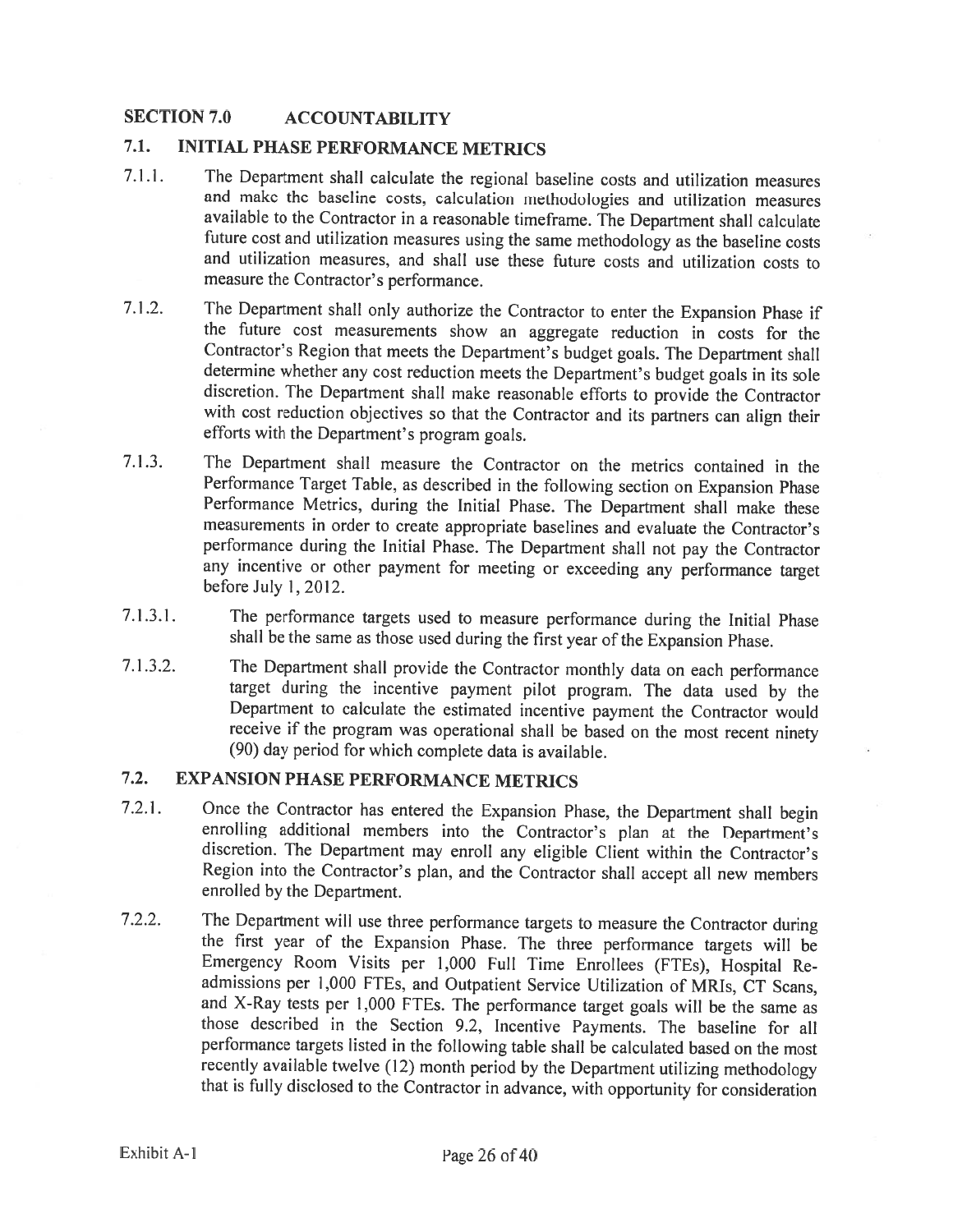## SECTION 7.0 ACCOUNTABILITY

### 7.1. INITIAL PHASE PERFORMANCE METRICS

7.1.1. The Department shall calculate the regional baseline costs and utilization measures and make the baseline costs, calculation methodologies and utilization measures available to the Contractor in a reasonable timeframe. The Department shall calculate future cost and utilization measures using the same methodology as the baseline costs and utilization measures, and shall use these future costs and utilization costs to measure the Contractor's performance.

7.1.2. The Department shall only authorize the Contractor to enter the Expansion Phase if the future cost measurements show an aggregate reduction in costs for the Contractor's Region that meets the Department's budget goals. The Department shall determine whether any cost reduction meets the Department's budget goals in its sole discretion. The Department shall make reasonable efforts to provide the Contractor with cost reduction objectives so that the Contractor and its partners can align their efforts with the Department's program goals.

7.1.3. The Department shall measure the Contractor on the metrics contained in the Performance Target Table, as described in the following section on Expansion Phase Performance Metrics, during the Initial Phase. The Department shall make these measurements in order to create appropriate baselines and evaluate the Contractor's performance during the Initial Phase. The Department shall not pay the Contractor any incentive or other payment for meeting or exceeding any performance target before July 1, 2012.

7.1.3.1. The performance targets used to measure performance during the Initial Phase shall be the same as those used during the first year of the Expansion Phase.

7.1.3.2. The Department shall provide the Contractor monthly data on each performance target during the incentive payment pilot program. The data used by the Department to calculate the estimated incentive payment the Contractor would receive if the program was operational shall be based on the most recent ninety (90) day period for which complete data is available.

### 7.2. EXPANSION PHASE PERFORMANCE METRICS

7.2.1. Once the Contractor has entered the Expansion Phase, the Department shall begin enrolling additional members into the Contractor's plan at the Department's discretion. The Department may enroll any eligible Client within the Contractor's Region into the Contractor's plan, and the Contractor shall accept all new members enrolled by the Department.

7.2.2. The Department will use three performance targets to measure the Contractor during the first year of the Expansion Phase. The three performance targets will be Emergency Room Visits per 1,000 Full Time Enrollees (FTEs), Hospital Re-admissions per 1,000 FTEs, and Outpatient Service Utilization of MRIs, CT Scans, and X-Ray tests per 1,000 FTEs. The performance target goals will be the same as those described in the Section 9.2, Incentive Payments. The baseline for all performance targets listed in the following table shall be calculated based on the most recently available twelve (12) month period by the Department utilizing methodology that is fully disclosed to the Contractor in advance, with opportunity for consideration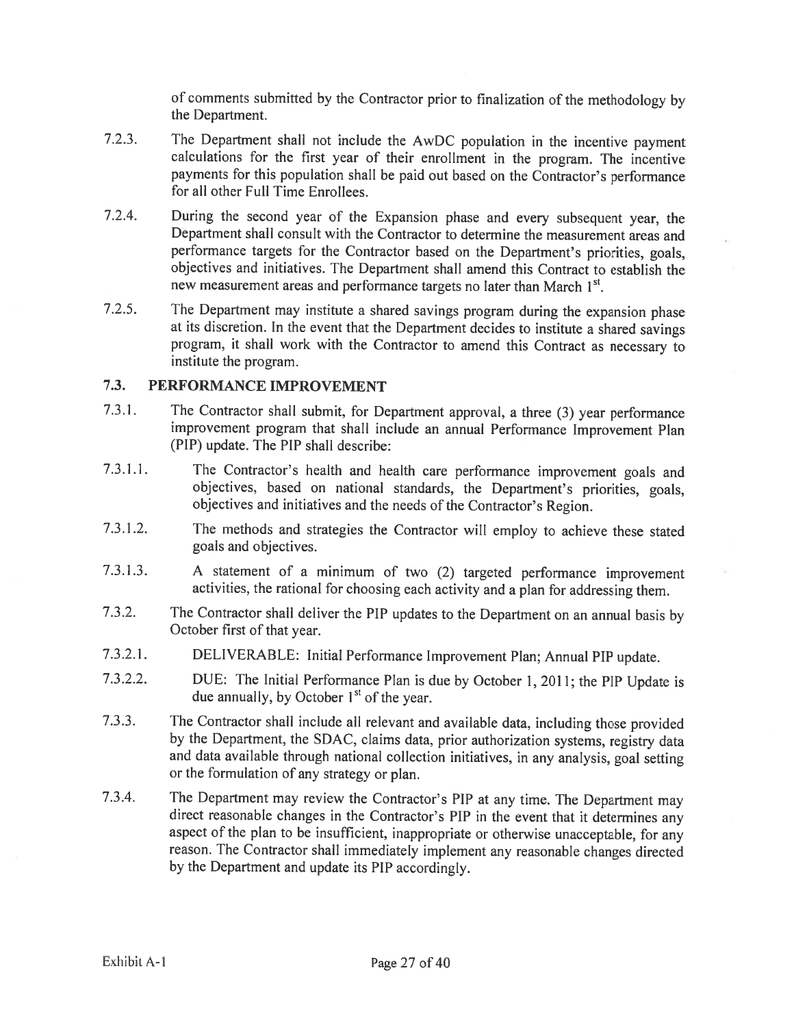of comments submitted by the Contractor prior to finalization of the methodology by the Department.

7.2.3. The Department shall not include the AwDC population in the incentive payment calculations for the first year of their enrollment in the program. The incentive payments for this population shall be paid out based on the Contractor's performance for all other Full Time Enrollees.

7.2.4. During the second year of the Expansion phase and every subsequent year, the Department shall consult with the Contractor to determine the measurement areas and performance targets for the Contractor based on the Department's priorities, goals, objectives and initiatives. The Department shall amend this Contract to establish the new measurement areas and performance targets no later than March 1st.

7.2.5. The Department may institute a shared savings program during the expansion phase at its discretion. In the event that the Department decides to institute a shared savings program, it shall work with the Contractor to amend this Contract as necessary to institute the program.

## 7.3. PERFORMANCE IMPROVEMENT

7.3.1. The Contractor shall submit, for Department approval, a three (3) year performance improvement program that shall include an annual Performance Improvement Plan (PIP) update. The PIP shall describe:

7.3.1.1. The Contractor's health and health care performance improvement goals and objectives, based on national standards, the Department's priorities, goals, objectives and initiatives and the needs of the Contractor's Region.

7.3.1.2. The methods and strategies the Contractor will employ to achieve these stated goals and objectives.

7.3.1.3. A statement of a minimum of two (2) targeted performance improvement activities, the rational for choosing each activity and a plan for addressing them.

7.3.2. The Contractor shall deliver the PIP updates to the Department on an annual basis by October first of that year.

7.3.2.1. DELIVERABLE: Initial Performance Improvement Plan; Annual PIP update.

7.3.2.2. DUE: The Initial Performance Plan is due by October 1, 2011; the PIP Update is due annually, by October 1st of the year.

7.3.3. The Contractor shall include all relevant and available data, including those provided by the Department, the SDAC, claims data, prior authorization systems, registry data and data available through national collection initiatives, in any analysis, goal setting or the formulation of any strategy or plan.

7.3.4. The Department may review the Contractor's PIP at any time. The Department may direct reasonable changes in the Contractor's PIP in the event that it determines any aspect of the plan to be insufficient, inappropriate or otherwise unacceptable, for any reason. The Contractor shall immediately implement any reasonable changes directed by the Department and update its PIP accordingly.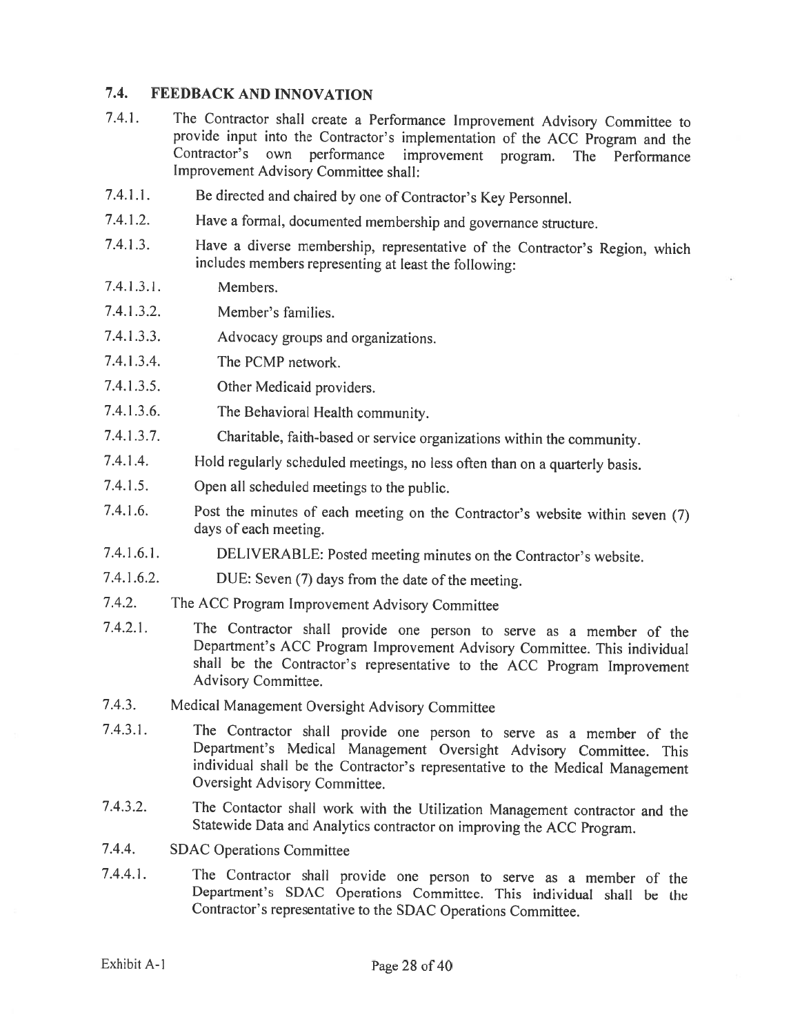## 7.4. FEEDBACK AND INNOVATION

7.4.1. The Contractor shall create a Performance Improvement Advisory Committee to provide input into the Contractor's implementation of the ACC Program and the Contractor's own performance improvement program. The Performance Improvement Advisory Committee shall:

7.4.1.1. Be directed and chaired by one of Contractor's Key Personnel.

7.4.1.2. Have a formal, documented membership and governance structure.

7.4.1.3. Have a diverse membership, representative of the Contractor's Region, which includes members representing at least the following:

7.4.1.3.1. Members.

7.4.1.3.2. Member's families.

7.4.1.3.3. Advocacy groups and organizations.

7.4.1.3.4. The PCMP network.

7.4.1.3.5. Other Medicaid providers.

7.4.1.3.6. The Behavioral Health community.

7.4.1.3.7. Charitable, faith-based or service organizations within the community.

7.4.1.4. Hold regularly scheduled meetings, no less often than on a quarterly basis.

7.4.1.5. Open all scheduled meetings to the public.

7.4.1.6. Post the minutes of each meeting on the Contractor's website within seven (7) days of each meeting.

7.4.1.6.1. DELIVERABLE: Posted meeting minutes on the Contractor's website.

7.4.1.6.2. DUE: Seven (7) days from the date of the meeting.

7.4.2. The ACC Program Improvement Advisory Committee

7.4.2.1. The Contractor shall provide one person to serve as a member of the Department's ACC Program Improvement Advisory Committee. This individual shall be the Contractor's representative to the ACC Program Improvement Advisory Committee.

7.4.3. Medical Management Oversight Advisory Committee

7.4.3.1. The Contractor shall provide one person to serve as a member of the Department's Medical Management Oversight Advisory Committee. This individual shall be the Contractor's representative to the Medical Management Oversight Advisory Committee.

7.4.3.2. The Contactor shall work with the Utilization Management contractor and the Statewide Data and Analytics contractor on improving the ACC Program.

7.4.4. SDAC Operations Committee

7.4.4.1. The Contractor shall provide one person to serve as a member of the Department's SDAC Operations Committee. This individual shall be the Contractor's representative to the SDAC Operations Committee.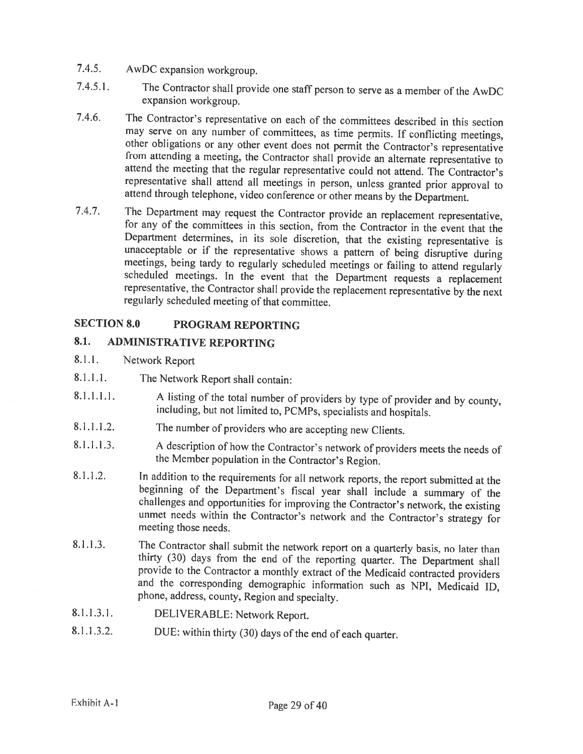7.4.5. AwDC expansion workgroup.

7.4.5.1. The Contractor shall provide one staff person to serve as a member of the AwDC expansion workgroup.

7.4.6. The Contractor's representative on each of the committees described in this section may serve on any number of committees, as time permits. If conflicting meetings, other obligations or any other event does not permit the Contractor's representative from attending a meeting, the Contractor shall provide an alternate representative to attend the meeting that the regular representative could not attend. The Contractor's representative shall attend all meetings in person, unless granted prior approval to attend through telephone, video conference or other means by the Department.

7.4.7. The Department may request the Contractor provide an replacement representative, for any of the committees in this section, from the Contractor in the event that the Department determines, in its sole discretion, that the existing representative is unacceptable or if the representative shows a pattern of being disruptive during meetings, being tardy to regularly scheduled meetings or failing to attend regularly scheduled meetings. In the event that the Department requests a replacement representative, the Contractor shall provide the replacement representative by the next regularly scheduled meeting of that committee.

## SECTION 8.0 PROGRAM REPORTING

### 8.1. ADMINISTRATIVE REPORTING

8.1.1. Network Report

8.1.1.1. The Network Report shall contain:

8.1.1.1.1. A listing of the total number of providers by type of provider and by county, including, but not limited to, PCMPs, specialists and hospitals.

8.1.1.1.2. The number of providers who are accepting new Clients.

8.1.1.1.3. A description of how the Contractor's network of providers meets the needs of the Member population in the Contractor's Region.

8.1.1.2. In addition to the requirements for all network reports, the report submitted at the beginning of the Department's fiscal year shall include a summary of the challenges and opportunities for improving the Contractor's network, the existing unmet needs within the Contractor's network and the Contractor's strategy for meeting those needs.

8.1.1.3. The Contractor shall submit the network report on a quarterly basis, no later than thirty (30) days from the end of the reporting quarter. The Department shall provide to the Contractor a monthly extract of the Medicaid contracted providers and the corresponding demographic information such as NPI, Medicaid ID, phone, address, county, Region and specialty.

8.1.1.3.1. DELIVERABLE: Network Report.

8.1.1.3.2. DUE: within thirty (30) days of the end of each quarter.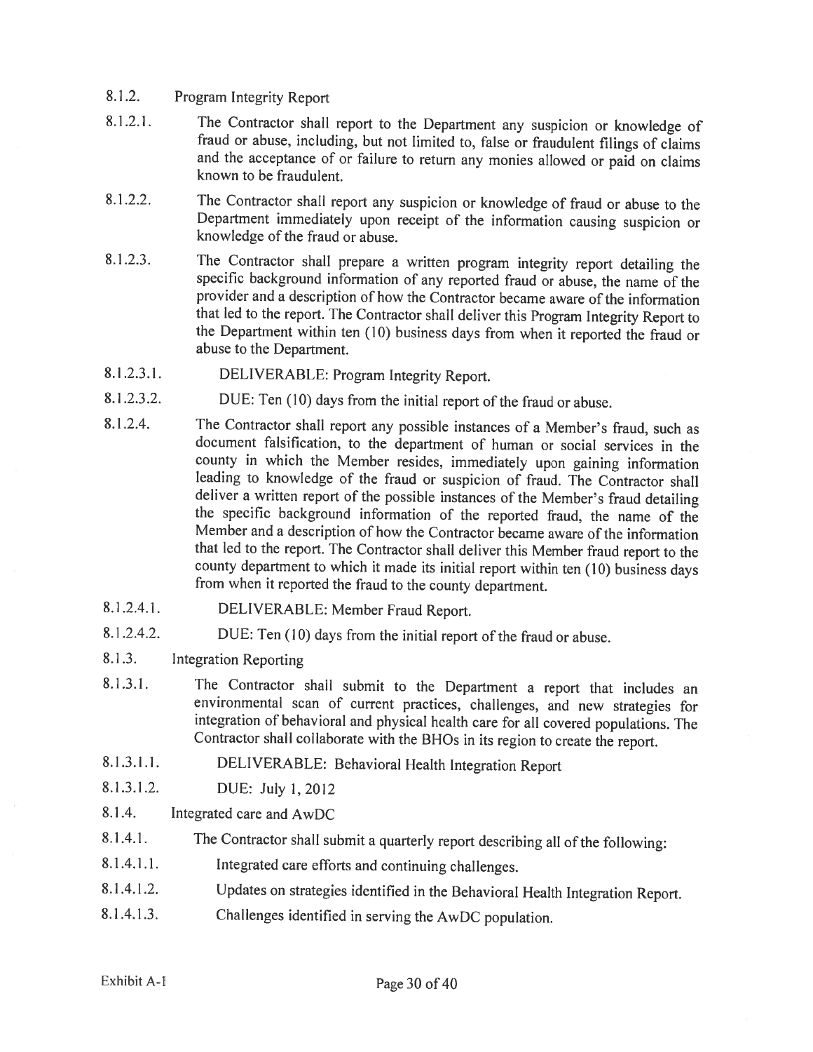8.1.2. Program Integrity Report

8.1.2.1. The Contractor shall report to the Department any suspicion or knowledge of fraud or abuse, including, but not limited to, false or fraudulent filings of claims and the acceptance of or failure to return any monies allowed or paid on claims known to be fraudulent.

8.1.2.2. The Contractor shall report any suspicion or knowledge of fraud or abuse to the Department immediately upon receipt of the information causing suspicion or knowledge of the fraud or abuse.

8.1.2.3. The Contractor shall prepare a written program integrity report detailing the specific background information of any reported fraud or abuse, the name of the provider and a description of how the Contractor became aware of the information that led to the report. The Contractor shall deliver this Program Integrity Report to the Department within ten (10) business days from when it reported the fraud or abuse to the Department.

8.1.2.3.1. DELIVERABLE: Program Integrity Report.

8.1.2.3.2. DUE: Ten (10) days from the initial report of the fraud or abuse.

8.1.2.4. The Contractor shall report any possible instances of a Member's fraud, such as document falsification, to the department of human or social services in the county in which the Member resides, immediately upon gaining information leading to knowledge of the fraud or suspicion of fraud. The Contractor shall deliver a written report of the possible instances of the Member's fraud detailing the specific background information of the reported fraud, the name of the Member and a description of how the Contractor became aware of the information that led to the report. The Contractor shall deliver this Member fraud report to the county department to which it made its initial report within ten (10) business days from when it reported the fraud to the county department.

8.1.2.4.1. DELIVERABLE: Member Fraud Report.

8.1.2.4.2. DUE: Ten (10) days from the initial report of the fraud or abuse.

8.1.3. Integration Reporting

8.1.3.1. The Contractor shall submit to the Department a report that includes an environmental scan of current practices, challenges, and new strategies for integration of behavioral and physical health care for all covered populations. The Contractor shall collaborate with the BHOs in its region to create the report.

8.1.3.1.1. DELIVERABLE: Behavioral Health Integration Report

8.1.3.1.2. DUE: July 1, 2012

8.1.4. Integrated care and AwDC

8.1.4.1. The Contractor shall submit a quarterly report describing all of the following:

8.1.4.1.1. Integrated care efforts and continuing challenges.

8.1.4.1.2. Updates on strategies identified in the Behavioral Health Integration Report.

8.1.4.1.3. Challenges identified in serving the AwDC population.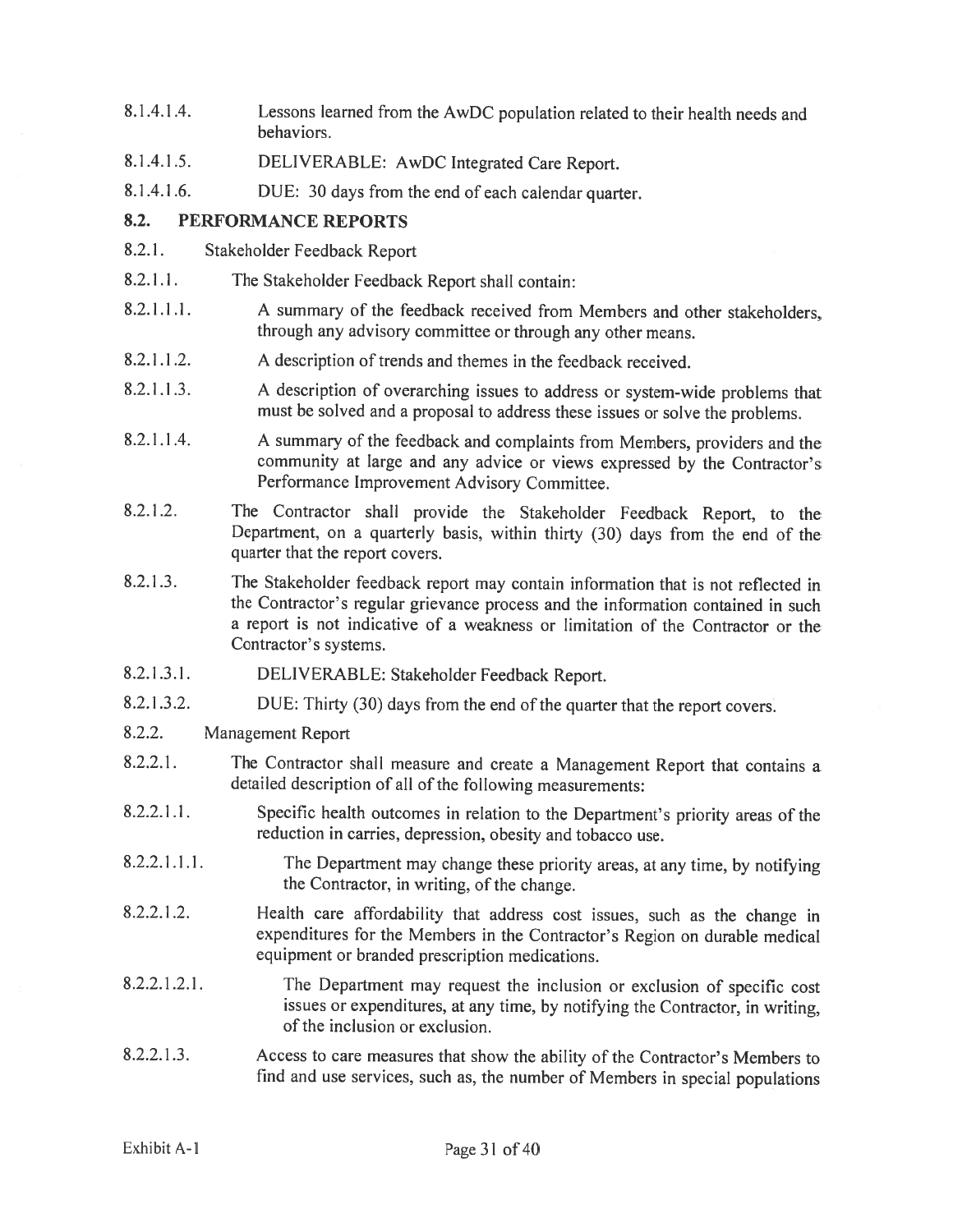8.1.4.1.4. Lessons learned from the AwDC population related to their health needs and behaviors.

8.1.4.1.5. DELIVERABLE: AwDC Integrated Care Report.

8.1.4.1.6. DUE: 30 days from the end of each calendar quarter.

## 8.2. PERFORMANCE REPORTS

8.2.1. Stakeholder Feedback Report

8.2.1.1. The Stakeholder Feedback Report shall contain:

8.2.1.1.1. A summary of the feedback received from Members and other stakeholders, through any advisory committee or through any other means.

8.2.1.1.2. A description of trends and themes in the feedback received.

8.2.1.1.3. A description of overarching issues to address or system-wide problems that must be solved and a proposal to address these issues or solve the problems.

8.2.1.1.4. A summary of the feedback and complaints from Members, providers and the community at large and any advice or views expressed by the Contractor's Performance Improvement Advisory Committee.

8.2.1.2. The Contractor shall provide the Stakeholder Feedback Report, to the Department, on a quarterly basis, within thirty (30) days from the end of the quarter that the report covers.

8.2.1.3. The Stakeholder feedback report may contain information that is not reflected in the Contractor's regular grievance process and the information contained in such a report is not indicative of a weakness or limitation of the Contractor or the Contractor's systems.

8.2.1.3.1. DELIVERABLE: Stakeholder Feedback Report.

8.2.1.3.2. DUE: Thirty (30) days from the end of the quarter that the report covers.

8.2.2. Management Report

8.2.2.1. The Contractor shall measure and create a Management Report that contains a detailed description of all of the following measurements:

8.2.2.1.1. Specific health outcomes in relation to the Department's priority areas of the reduction in carries, depression, obesity and tobacco use.

8.2.2.1.1.1. The Department may change these priority areas, at any time, by notifying the Contractor, in writing, of the change.

8.2.2.1.2. Health care affordability that address cost issues, such as the change in expenditures for the Members in the Contractor's Region on durable medical equipment or branded prescription medications.

8.2.2.1.2.1. The Department may request the inclusion or exclusion of specific cost issues or expenditures, at any time, by notifying the Contractor, in writing, of the inclusion or exclusion.

8.2.2.1.3. Access to care measures that show the ability of the Contractor's Members to find and use services, such as, the number of Members in special populations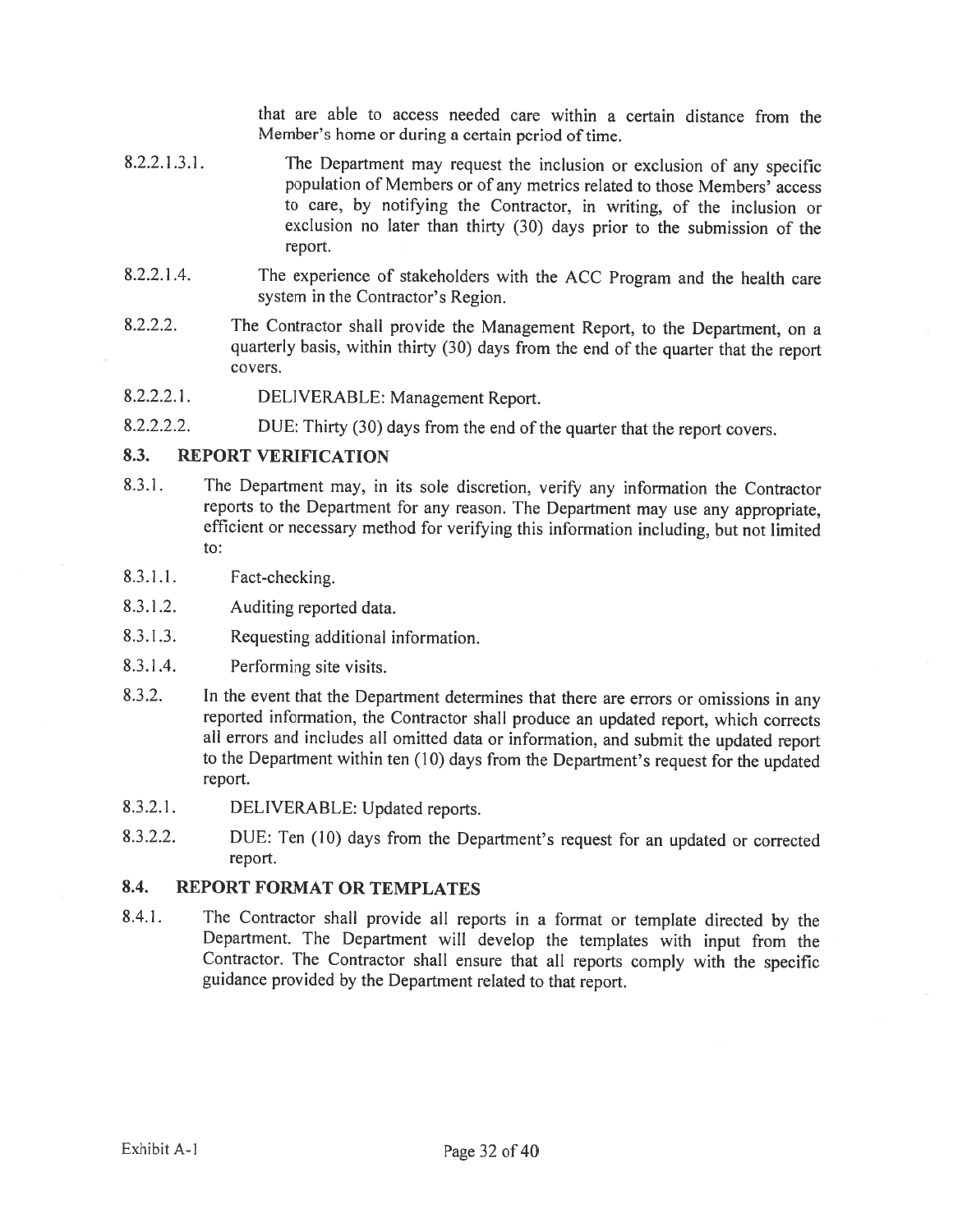that are able to access needed care within a certain distance from the Member's home or during a certain period of time.

8.2.2.1.3.1. The Department may request the inclusion or exclusion of any specific population of Members or of any metrics related to those Members' access to care, by notifying the Contractor, in writing, of the inclusion or exclusion no later than thirty (30) days prior to the submission of the report.

8.2.2.1.4. The experience of stakeholders with the ACC Program and the health care system in the Contractor's Region.

8.2.2.2. The Contractor shall provide the Management Report, to the Department, on a quarterly basis, within thirty (30) days from the end of the quarter that the report covers.

8.2.2.2.1. DELIVERABLE: Management Report.

8.2.2.2.2. DUE: Thirty (30) days from the end of the quarter that the report covers.

## 8.3. REPORT VERIFICATION

8.3.1. The Department may, in its sole discretion, verify any information the Contractor reports to the Department for any reason. The Department may use any appropriate, efficient or necessary method for verifying this information including, but not limited to:

8.3.1.1. Fact-checking.

8.3.1.2. Auditing reported data.

8.3.1.3. Requesting additional information.

8.3.1.4. Performing site visits.

8.3.2. In the event that the Department determines that there are errors or omissions in any reported information, the Contractor shall produce an updated report, which corrects all errors and includes all omitted data or information, and submit the updated report to the Department within ten (10) days from the Department's request for the updated report.

8.3.2.1. DELIVERABLE: Updated reports.

8.3.2.2. DUE: Ten (10) days from the Department's request for an updated or corrected report.

## 8.4. REPORT FORMAT OR TEMPLATES

8.4.1. The Contractor shall provide all reports in a format or template directed by the Department. The Department will develop the templates with input from the Contractor. The Contractor shall ensure that all reports comply with the specific guidance provided by the Department related to that report.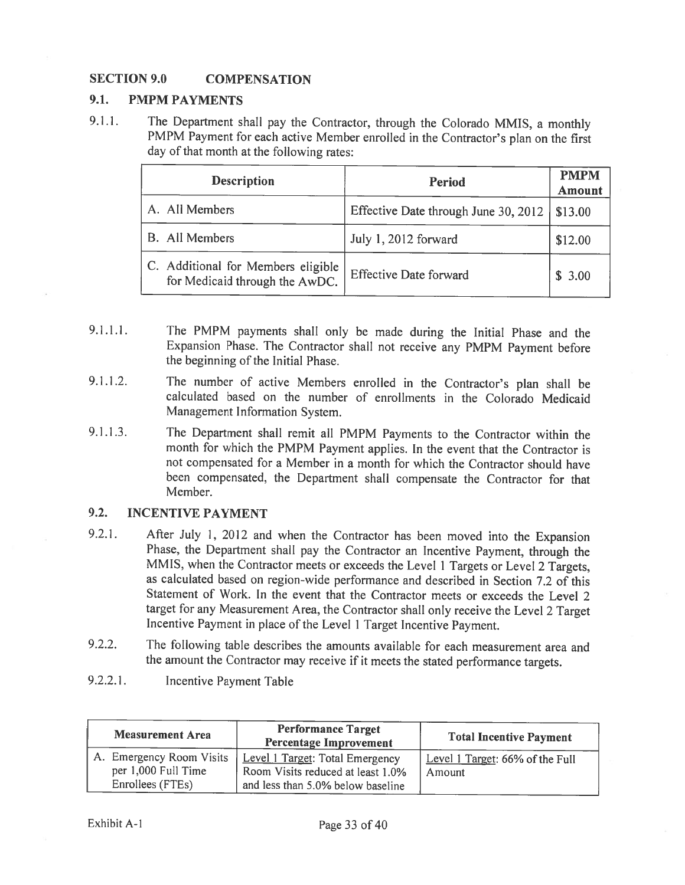## SECTION 9.0 COMPENSATION

### 9.1. PMPM PAYMENTS

9.1.1. The Department shall pay the Contractor, through the Colorado MMIS, a monthly PMPM Payment for each active Member enrolled in the Contractor's plan on the first day of that month at the following rates:

| Description | Period | PMPM Amount |
|---|---|---|
| A. All Members | Effective Date through June 30, 2012 | $13.00 |
| B. All Members | July 1, 2012 forward | $12.00 |
| C. Additional for Members eligible for Medicaid through the AwDC. | Effective Date forward | $ 3.00 |

9.1.1.1. The PMPM payments shall only be made during the Initial Phase and the Expansion Phase. The Contractor shall not receive any PMPM Payment before the beginning of the Initial Phase.

9.1.1.2. The number of active Members enrolled in the Contractor's plan shall be calculated based on the number of enrollments in the Colorado Medicaid Management Information System.

9.1.1.3. The Department shall remit all PMPM Payments to the Contractor within the month for which the PMPM Payment applies. In the event that the Contractor is not compensated for a Member in a month for which the Contractor should have been compensated, the Department shall compensate the Contractor for that Member.

### 9.2. INCENTIVE PAYMENT

9.2.1. After July 1, 2012 and when the Contractor has been moved into the Expansion Phase, the Department shall pay the Contractor an Incentive Payment, through the MMIS, when the Contractor meets or exceeds the Level 1 Targets or Level 2 Targets, as calculated based on region-wide performance and described in Section 7.2 of this Statement of Work. In the event that the Contractor meets or exceeds the Level 2 target for any Measurement Area, the Contractor shall only receive the Level 2 Target Incentive Payment in place of the Level 1 Target Incentive Payment.

9.2.2. The following table describes the amounts available for each measurement area and the amount the Contractor may receive if it meets the stated performance targets.

9.2.2.1. Incentive Payment Table

| Measurement Area | Performance Target Percentage Improvement | Total Incentive Payment |
|---|---|---|
| A. Emergency Room Visits per 1,000 Full Time Enrollees (FTEs) | Level 1 Target: Total Emergency Room Visits reduced at least 1.0% and less than 5.0% below baseline | Level 1 Target: 66% of the Full Amount |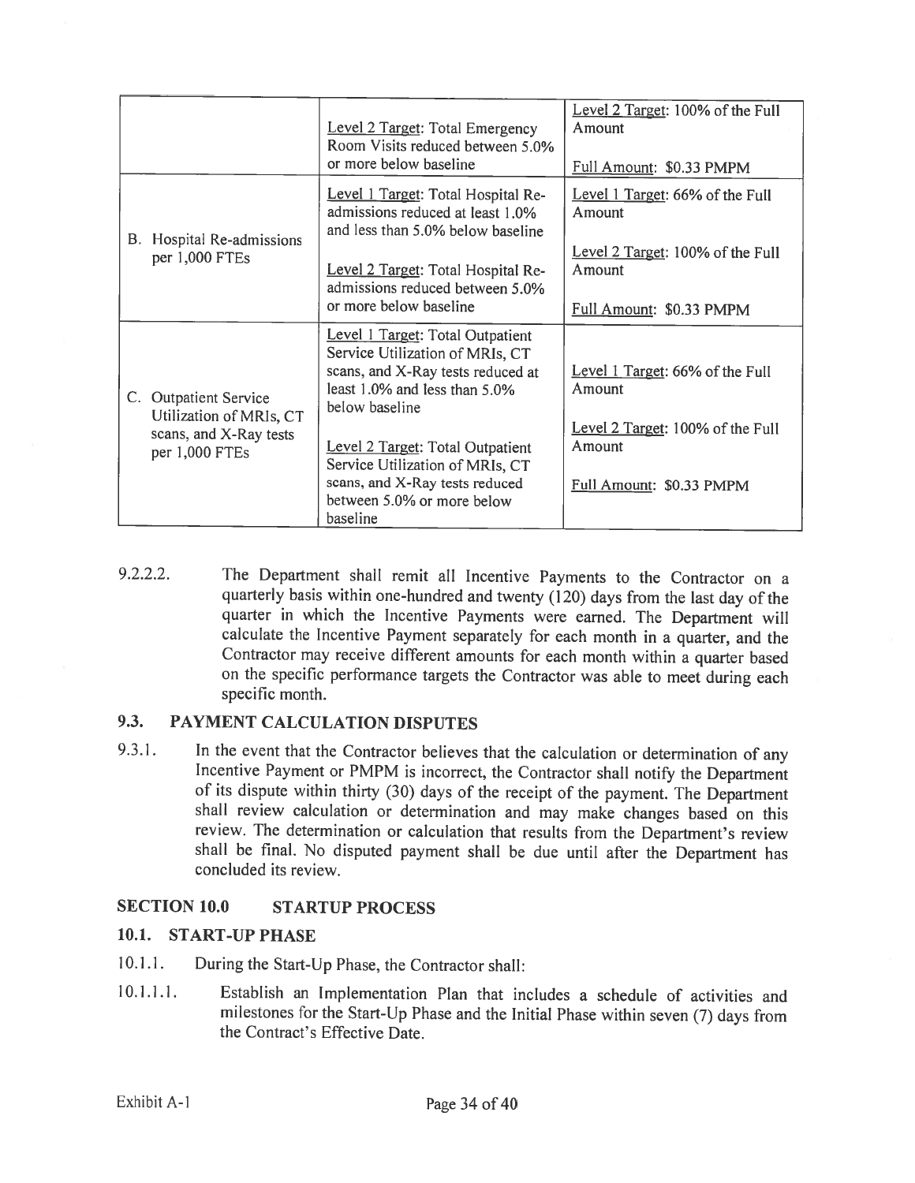| | | |
|---|---|---|
| | Level 2 Target: Total Emergency Room Visits reduced between 5.0% or more below baseline | Level 2 Target: 100% of the Full Amount<br><br>Full Amount: $0.33 PMPM |
| B. Hospital Re-admissions per 1,000 FTEs | Level 1 Target: Total Hospital Re-admissions reduced at least 1.0% and less than 5.0% below baseline<br><br>Level 2 Target: Total Hospital Re-admissions reduced between 5.0% or more below baseline | Level 1 Target: 66% of the Full Amount<br><br>Level 2 Target: 100% of the Full Amount<br><br>Full Amount: $0.33 PMPM |
| C. Outpatient Service Utilization of MRIs, CT scans, and X-Ray tests per 1,000 FTEs | Level 1 Target: Total Outpatient Service Utilization of MRIs, CT scans, and X-Ray tests reduced at least 1.0% and less than 5.0% below baseline<br><br>Level 2 Target: Total Outpatient Service Utilization of MRIs, CT scans, and X-Ray tests reduced between 5.0% or more below baseline | Level 1 Target: 66% of the Full Amount<br><br>Level 2 Target: 100% of the Full Amount<br><br>Full Amount: $0.33 PMPM |

9.2.2.2. The Department shall remit all Incentive Payments to the Contractor on a quarterly basis within one-hundred and twenty (120) days from the last day of the quarter in which the Incentive Payments were earned. The Department will calculate the Incentive Payment separately for each month in a quarter, and the Contractor may receive different amounts for each month within a quarter based on the specific performance targets the Contractor was able to meet during each specific month.

### 9.3. PAYMENT CALCULATION DISPUTES

9.3.1. In the event that the Contractor believes that the calculation or determination of any Incentive Payment or PMPM is incorrect, the Contractor shall notify the Department of its dispute within thirty (30) days of the receipt of the payment. The Department shall review calculation or determination and may make changes based on this review. The determination or calculation that results from the Department's review shall be final. No disputed payment shall be due until after the Department has concluded its review.

## SECTION 10.0 STARTUP PROCESS

### 10.1. START-UP PHASE

10.1.1. During the Start-Up Phase, the Contractor shall:

10.1.1.1. Establish an Implementation Plan that includes a schedule of activities and milestones for the Start-Up Phase and the Initial Phase within seven (7) days from the Contract's Effective Date.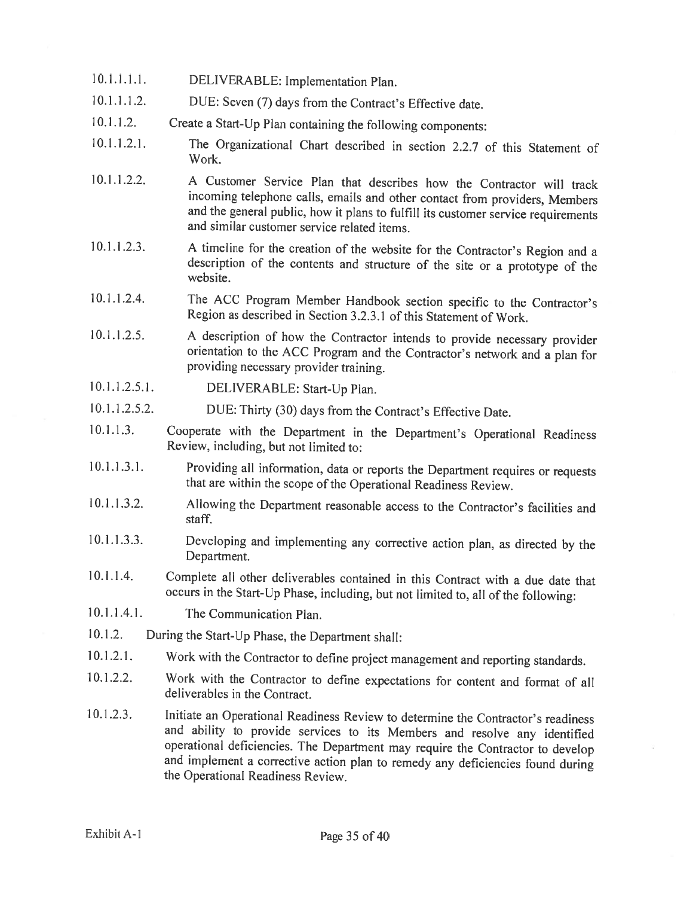10.1.1.1.1. DELIVERABLE: Implementation Plan.

10.1.1.1.2. DUE: Seven (7) days from the Contract's Effective date.

10.1.1.2. Create a Start-Up Plan containing the following components:

10.1.1.2.1. The Organizational Chart described in section 2.2.7 of this Statement of Work.

10.1.1.2.2. A Customer Service Plan that describes how the Contractor will track incoming telephone calls, emails and other contact from providers, Members and the general public, how it plans to fulfill its customer service requirements and similar customer service related items.

10.1.1.2.3. A timeline for the creation of the website for the Contractor's Region and a description of the contents and structure of the site or a prototype of the website.

10.1.1.2.4. The ACC Program Member Handbook section specific to the Contractor's Region as described in Section 3.2.3.1 of this Statement of Work.

10.1.1.2.5. A description of how the Contractor intends to provide necessary provider orientation to the ACC Program and the Contractor's network and a plan for providing necessary provider training.

10.1.1.2.5.1. DELIVERABLE: Start-Up Plan.

10.1.1.2.5.2. DUE: Thirty (30) days from the Contract's Effective Date.

10.1.1.3. Cooperate with the Department in the Department's Operational Readiness Review, including, but not limited to:

10.1.1.3.1. Providing all information, data or reports the Department requires or requests that are within the scope of the Operational Readiness Review.

10.1.1.3.2. Allowing the Department reasonable access to the Contractor's facilities and staff.

10.1.1.3.3. Developing and implementing any corrective action plan, as directed by the Department.

10.1.1.4. Complete all other deliverables contained in this Contract with a due date that occurs in the Start-Up Phase, including, but not limited to, all of the following:

10.1.1.4.1. The Communication Plan.

10.1.2. During the Start-Up Phase, the Department shall:

10.1.2.1. Work with the Contractor to define project management and reporting standards.

10.1.2.2. Work with the Contractor to define expectations for content and format of all deliverables in the Contract.

10.1.2.3. Initiate an Operational Readiness Review to determine the Contractor's readiness and ability to provide services to its Members and resolve any identified operational deficiencies. The Department may require the Contractor to develop and implement a corrective action plan to remedy any deficiencies found during the Operational Readiness Review.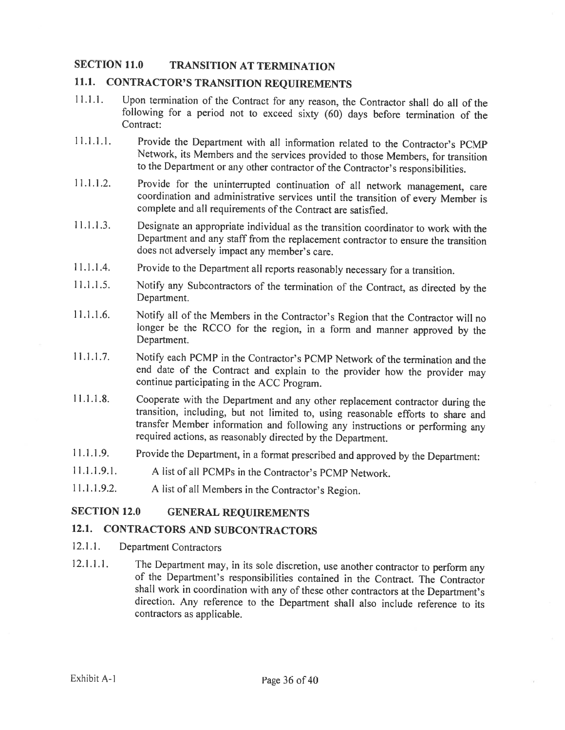## SECTION 11.0 TRANSITION AT TERMINATION

### 11.1. CONTRACTOR'S TRANSITION REQUIREMENTS

11.1.1. Upon termination of the Contract for any reason, the Contractor shall do all of the following for a period not to exceed sixty (60) days before termination of the Contract:

11.1.1.1. Provide the Department with all information related to the Contractor's PCMP Network, its Members and the services provided to those Members, for transition to the Department or any other contractor of the Contractor's responsibilities.

11.1.1.2. Provide for the uninterrupted continuation of all network management, care coordination and administrative services until the transition of every Member is complete and all requirements of the Contract are satisfied.

11.1.1.3. Designate an appropriate individual as the transition coordinator to work with the Department and any staff from the replacement contractor to ensure the transition does not adversely impact any member's care.

11.1.1.4. Provide to the Department all reports reasonably necessary for a transition.

11.1.1.5. Notify any Subcontractors of the termination of the Contract, as directed by the Department.

11.1.1.6. Notify all of the Members in the Contractor's Region that the Contractor will no longer be the RCCO for the region, in a form and manner approved by the Department.

11.1.1.7. Notify each PCMP in the Contractor's PCMP Network of the termination and the end date of the Contract and explain to the provider how the provider may continue participating in the ACC Program.

11.1.1.8. Cooperate with the Department and any other replacement contractor during the transition, including, but not limited to, using reasonable efforts to share and transfer Member information and following any instructions or performing any required actions, as reasonably directed by the Department.

11.1.1.9. Provide the Department, in a format prescribed and approved by the Department:

11.1.1.9.1. A list of all PCMPs in the Contractor's PCMP Network.

11.1.1.9.2. A list of all Members in the Contractor's Region.

## SECTION 12.0 GENERAL REQUIREMENTS

### 12.1. CONTRACTORS AND SUBCONTRACTORS

12.1.1. Department Contractors

12.1.1.1. The Department may, in its sole discretion, use another contractor to perform any of the Department's responsibilities contained in the Contract. The Contractor shall work in coordination with any of these other contractors at the Department's direction. Any reference to the Department shall also include reference to its contractors as applicable.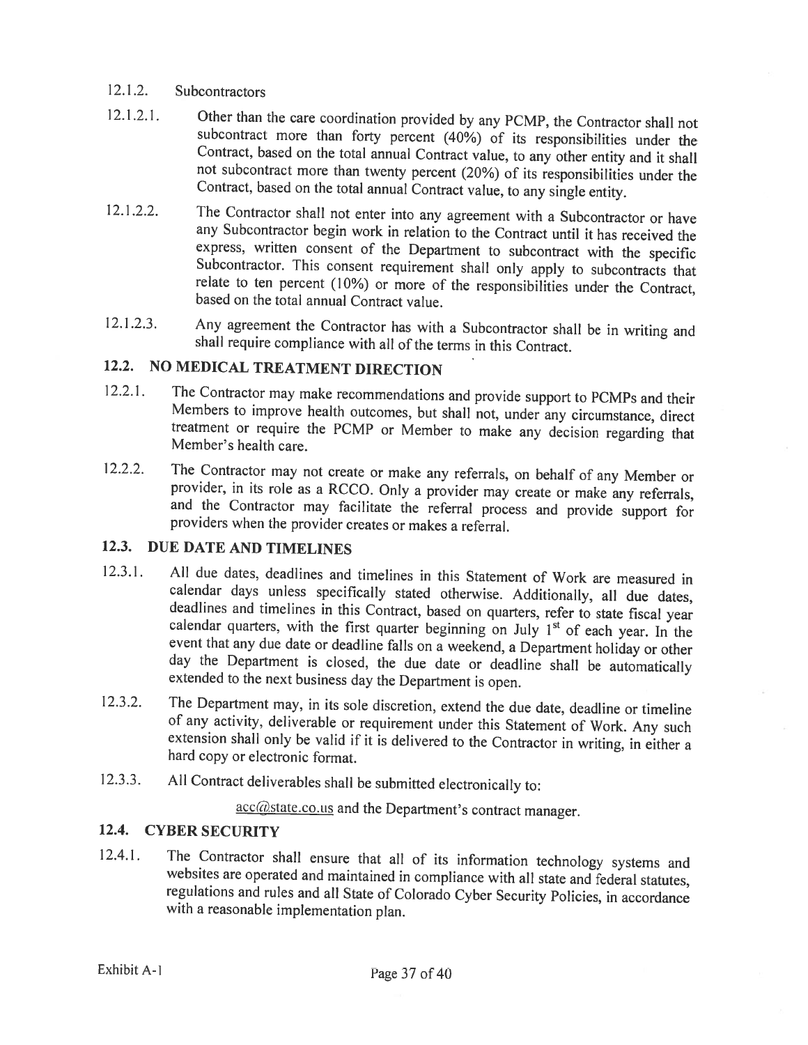12.1.2. Subcontractors

12.1.2.1. Other than the care coordination provided by any PCMP, the Contractor shall not subcontract more than forty percent (40%) of its responsibilities under the Contract, based on the total annual Contract value, to any other entity and it shall not subcontract more than twenty percent (20%) of its responsibilities under the Contract, based on the total annual Contract value, to any single entity.

12.1.2.2. The Contractor shall not enter into any agreement with a Subcontractor or have any Subcontractor begin work in relation to the Contract until it has received the express, written consent of the Department to subcontract with the specific Subcontractor. This consent requirement shall only apply to subcontracts that relate to ten percent (10%) or more of the responsibilities under the Contract, based on the total annual Contract value.

12.1.2.3. Any agreement the Contractor has with a Subcontractor shall be in writing and shall require compliance with all of the terms in this Contract.

## 12.2. NO MEDICAL TREATMENT DIRECTION

12.2.1. The Contractor may make recommendations and provide support to PCMPs and their Members to improve health outcomes, but shall not, under any circumstance, direct treatment or require the PCMP or Member to make any decision regarding that Member's health care.

12.2.2. The Contractor may not create or make any referrals, on behalf of any Member or provider, in its role as a RCCO. Only a provider may create or make any referrals, and the Contractor may facilitate the referral process and provide support for providers when the provider creates or makes a referral.

## 12.3. DUE DATE AND TIMELINES

12.3.1. All due dates, deadlines and timelines in this Statement of Work are measured in calendar days unless specifically stated otherwise. Additionally, all due dates, deadlines and timelines in this Contract, based on quarters, refer to state fiscal year calendar quarters, with the first quarter beginning on July 1st of each year. In the event that any due date or deadline falls on a weekend, a Department holiday or other day the Department is closed, the due date or deadline shall be automatically extended to the next business day the Department is open.

12.3.2. The Department may, in its sole discretion, extend the due date, deadline or timeline of any activity, deliverable or requirement under this Statement of Work. Any such extension shall only be valid if it is delivered to the Contractor in writing, in either a hard copy or electronic format.

12.3.3. All Contract deliverables shall be submitted electronically to:

acc@state.co.us and the Department's contract manager.

## 12.4. CYBER SECURITY

12.4.1. The Contractor shall ensure that all of its information technology systems and websites are operated and maintained in compliance with all state and federal statutes, regulations and rules and all State of Colorado Cyber Security Policies, in accordance with a reasonable implementation plan.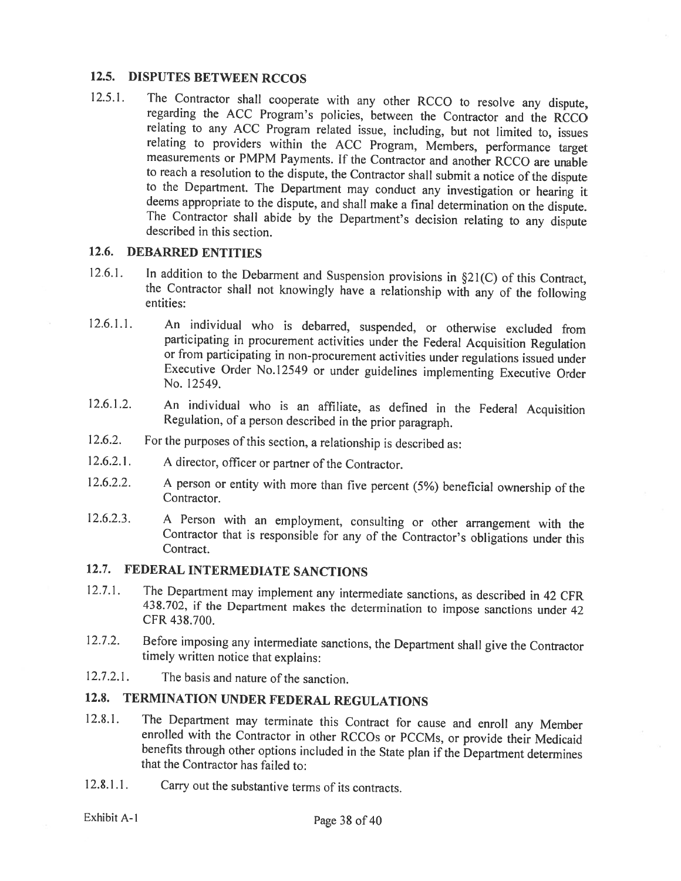## 12.5. DISPUTES BETWEEN RCCOS

12.5.1. The Contractor shall cooperate with any other RCCO to resolve any dispute, regarding the ACC Program's policies, between the Contractor and the RCCO relating to any ACC Program related issue, including, but not limited to, issues relating to providers within the ACC Program, Members, performance target measurements or PMPM Payments. If the Contractor and another RCCO are unable to reach a resolution to the dispute, the Contractor shall submit a notice of the dispute to the Department. The Department may conduct any investigation or hearing it deems appropriate to the dispute, and shall make a final determination on the dispute. The Contractor shall abide by the Department's decision relating to any dispute described in this section.

## 12.6. DEBARRED ENTITIES

12.6.1. In addition to the Debarment and Suspension provisions in §21(C) of this Contract, the Contractor shall not knowingly have a relationship with any of the following entities:

12.6.1.1. An individual who is debarred, suspended, or otherwise excluded from participating in procurement activities under the Federal Acquisition Regulation or from participating in non-procurement activities under regulations issued under Executive Order No.12549 or under guidelines implementing Executive Order No. 12549.

12.6.1.2. An individual who is an affiliate, as defined in the Federal Acquisition Regulation, of a person described in the prior paragraph.

12.6.2. For the purposes of this section, a relationship is described as:

12.6.2.1. A director, officer or partner of the Contractor.

12.6.2.2. A person or entity with more than five percent (5%) beneficial ownership of the Contractor.

12.6.2.3. A Person with an employment, consulting or other arrangement with the Contractor that is responsible for any of the Contractor's obligations under this Contract.

## 12.7. FEDERAL INTERMEDIATE SANCTIONS

12.7.1. The Department may implement any intermediate sanctions, as described in 42 CFR 438.702, if the Department makes the determination to impose sanctions under 42 CFR 438.700.

12.7.2. Before imposing any intermediate sanctions, the Department shall give the Contractor timely written notice that explains:

12.7.2.1. The basis and nature of the sanction.

## 12.8. TERMINATION UNDER FEDERAL REGULATIONS

12.8.1. The Department may terminate this Contract for cause and enroll any Member enrolled with the Contractor in other RCCOs or PCCMs, or provide their Medicaid benefits through other options included in the State plan if the Department determines that the Contractor has failed to:

12.8.1.1. Carry out the substantive terms of its contracts.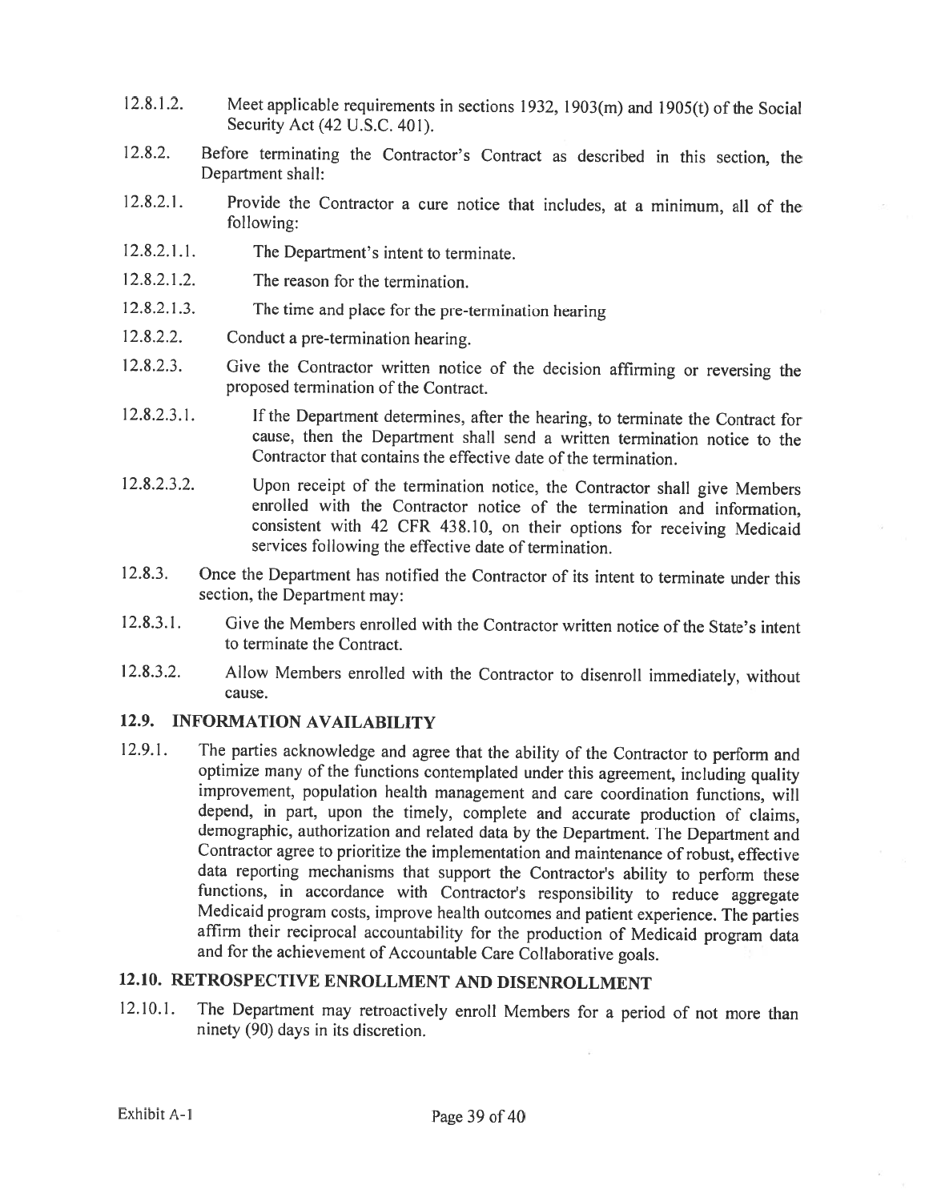12.8.1.2. Meet applicable requirements in sections 1932, 1903(m) and 1905(t) of the Social Security Act (42 U.S.C. 401).

12.8.2. Before terminating the Contractor's Contract as described in this section, the Department shall:

12.8.2.1. Provide the Contractor a cure notice that includes, at a minimum, all of the following:

12.8.2.1.1. The Department's intent to terminate.

12.8.2.1.2. The reason for the termination.

12.8.2.1.3. The time and place for the pre-termination hearing

12.8.2.2. Conduct a pre-termination hearing.

12.8.2.3. Give the Contractor written notice of the decision affirming or reversing the proposed termination of the Contract.

12.8.2.3.1. If the Department determines, after the hearing, to terminate the Contract for cause, then the Department shall send a written termination notice to the Contractor that contains the effective date of the termination.

12.8.2.3.2. Upon receipt of the termination notice, the Contractor shall give Members enrolled with the Contractor notice of the termination and information, consistent with 42 CFR 438.10, on their options for receiving Medicaid services following the effective date of termination.

12.8.3. Once the Department has notified the Contractor of its intent to terminate under this section, the Department may:

12.8.3.1. Give the Members enrolled with the Contractor written notice of the State's intent to terminate the Contract.

12.8.3.2. Allow Members enrolled with the Contractor to disenroll immediately, without cause.

## 12.9. INFORMATION AVAILABILITY

12.9.1. The parties acknowledge and agree that the ability of the Contractor to perform and optimize many of the functions contemplated under this agreement, including quality improvement, population health management and care coordination functions, will depend, in part, upon the timely, complete and accurate production of claims, demographic, authorization and related data by the Department. The Department and Contractor agree to prioritize the implementation and maintenance of robust, effective data reporting mechanisms that support the Contractor's ability to perform these functions, in accordance with Contractor's responsibility to reduce aggregate Medicaid program costs, improve health outcomes and patient experience. The parties affirm their reciprocal accountability for the production of Medicaid program data and for the achievement of Accountable Care Collaborative goals.

## 12.10. RETROSPECTIVE ENROLLMENT AND DISENROLLMENT

12.10.1. The Department may retroactively enroll Members for a period of not more than ninety (90) days in its discretion.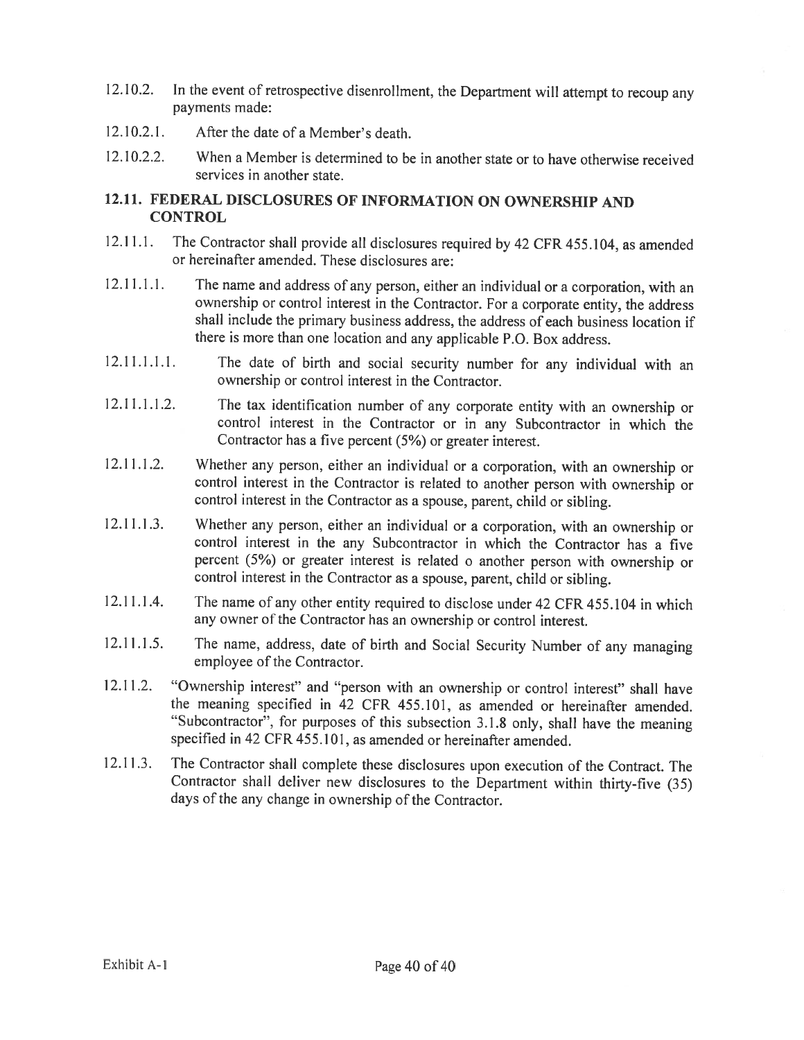12.10.2. In the event of retrospective disenrollment, the Department will attempt to recoup any payments made:

12.10.2.1. After the date of a Member's death.

12.10.2.2. When a Member is determined to be in another state or to have otherwise received services in another state.

## 12.11. FEDERAL DISCLOSURES OF INFORMATION ON OWNERSHIP AND CONTROL

12.11.1. The Contractor shall provide all disclosures required by 42 CFR 455.104, as amended or hereinafter amended. These disclosures are:

12.11.1.1. The name and address of any person, either an individual or a corporation, with an ownership or control interest in the Contractor. For a corporate entity, the address shall include the primary business address, the address of each business location if there is more than one location and any applicable P.O. Box address.

12.11.1.1.1. The date of birth and social security number for any individual with an ownership or control interest in the Contractor.

12.11.1.1.2. The tax identification number of any corporate entity with an ownership or control interest in the Contractor or in any Subcontractor in which the Contractor has a five percent (5%) or greater interest.

12.11.1.2. Whether any person, either an individual or a corporation, with an ownership or control interest in the Contractor is related to another person with ownership or control interest in the Contractor as a spouse, parent, child or sibling.

12.11.1.3. Whether any person, either an individual or a corporation, with an ownership or control interest in the any Subcontractor in which the Contractor has a five percent (5%) or greater interest is related o another person with ownership or control interest in the Contractor as a spouse, parent, child or sibling.

12.11.1.4. The name of any other entity required to disclose under 42 CFR 455.104 in which any owner of the Contractor has an ownership or control interest.

12.11.1.5. The name, address, date of birth and Social Security Number of any managing employee of the Contractor.

12.11.2. "Ownership interest" and "person with an ownership or control interest" shall have the meaning specified in 42 CFR 455.101, as amended or hereinafter amended. "Subcontractor", for purposes of this subsection 3.1.8 only, shall have the meaning specified in 42 CFR 455.101, as amended or hereinafter amended.

12.11.3. The Contractor shall complete these disclosures upon execution of the Contract. The Contractor shall deliver new disclosures to the Department within thirty-five (35) days of the any change in ownership of the Contractor.